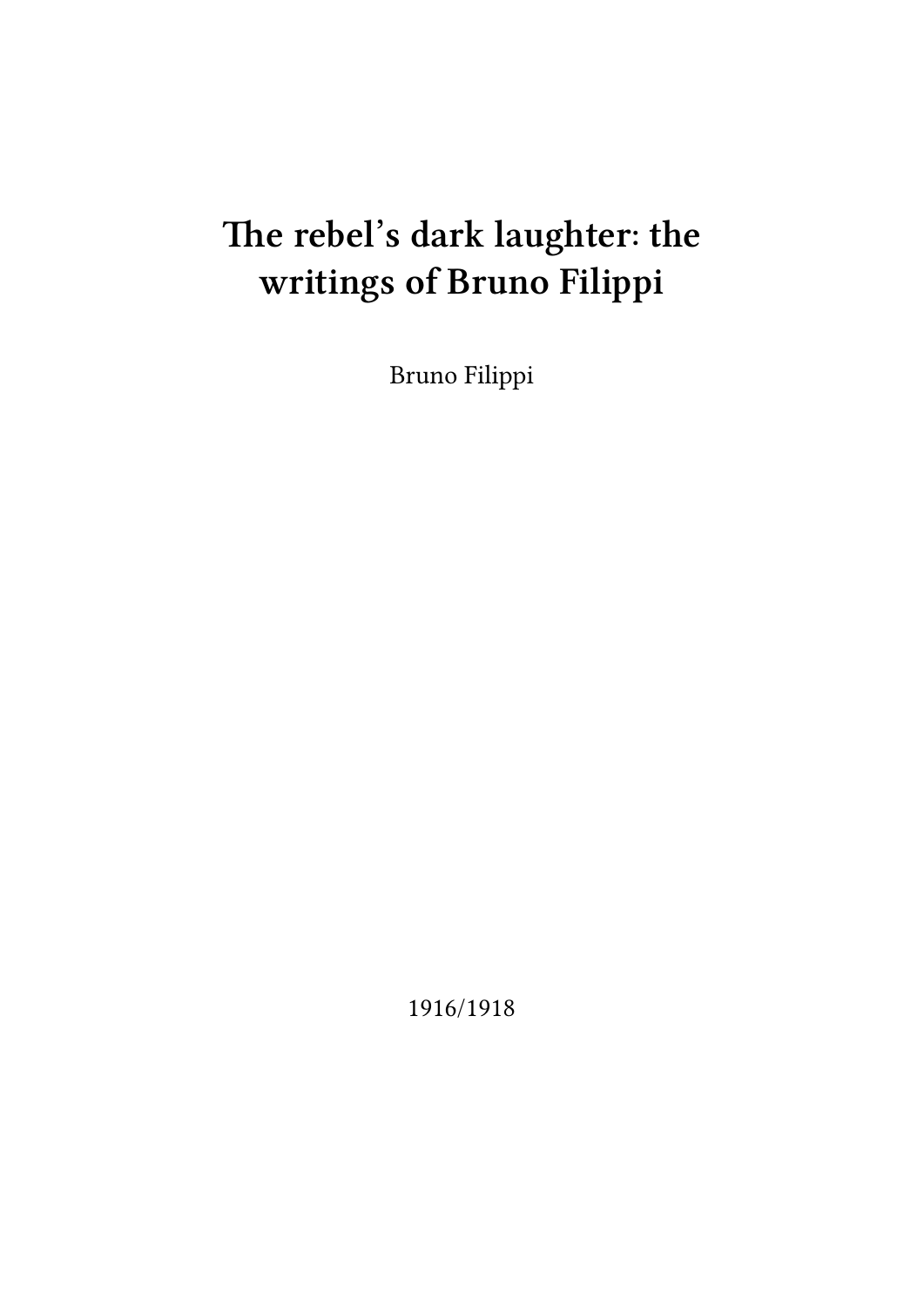# The rebel's dark laughter: the writings of Bruno Filippi

Bruno Filippi

1916/1918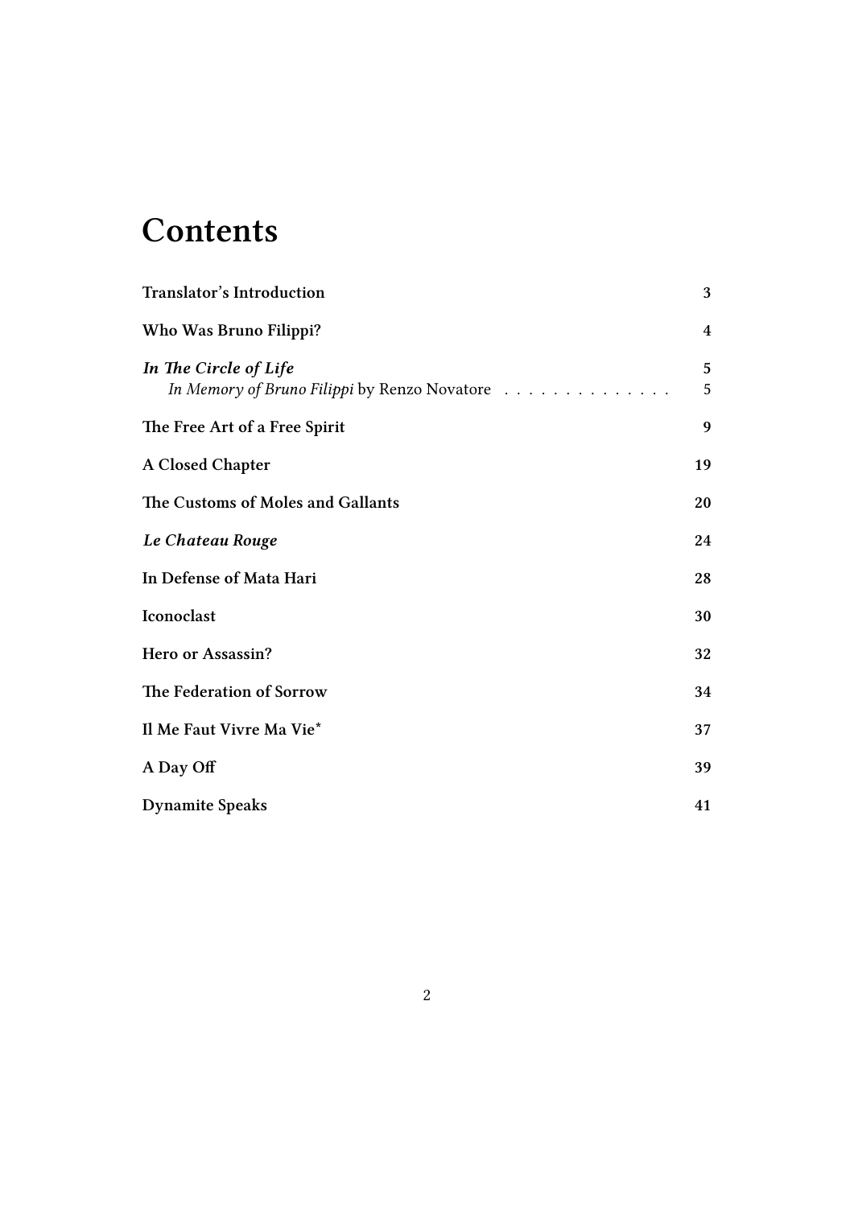# Contents

| | |
|---|---|
| **Translator's Introduction** | **3** |
| **Who Was Bruno Filippi?** | **4** |
| ***In The Circle of Life*** | **5** |
| *In Memory of Bruno Filippi* by Renzo Novatore | 5 |
| **The Free Art of a Free Spirit** | **9** |
| **A Closed Chapter** | **19** |
| **The Customs of Moles and Gallants** | **20** |
| ***Le Chateau Rouge*** | **24** |
| **In Defense of Mata Hari** | **28** |
| **Iconoclast** | **30** |
| **Hero or Assassin?** | **32** |
| **The Federation of Sorrow** | **34** |
| **Il Me Faut Vivre Ma Vie*** | **37** |
| **A Day Off** | **39** |
| **Dynamite Speaks** | **41** |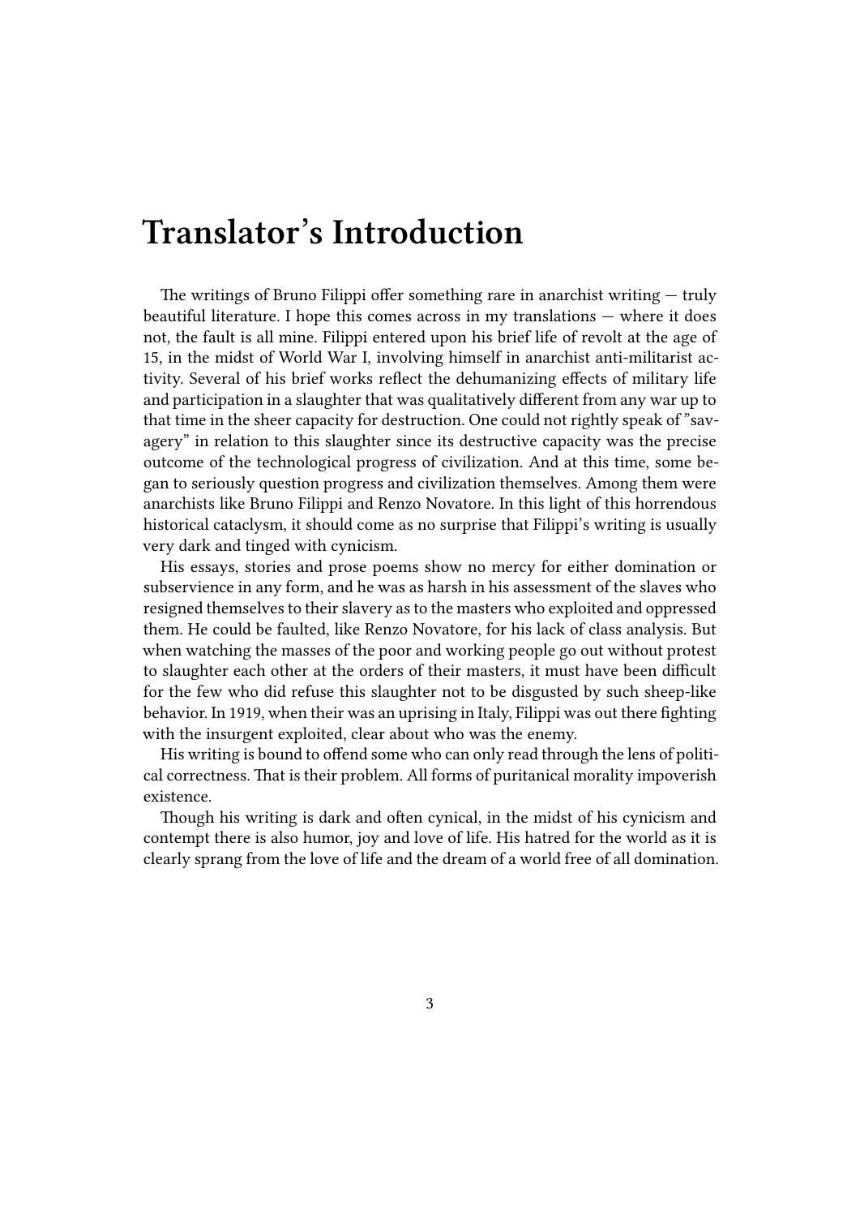# Translator's Introduction

The writings of Bruno Filippi offer something rare in anarchist writing — truly beautiful literature. I hope this comes across in my translations — where it does not, the fault is all mine. Filippi entered upon his brief life of revolt at the age of 15, in the midst of World War I, involving himself in anarchist anti-militarist activity. Several of his brief works reflect the dehumanizing effects of military life and participation in a slaughter that was qualitatively different from any war up to that time in the sheer capacity for destruction. One could not rightly speak of "savagery" in relation to this slaughter since its destructive capacity was the precise outcome of the technological progress of civilization. And at this time, some began to seriously question progress and civilization themselves. Among them were anarchists like Bruno Filippi and Renzo Novatore. In this light of this horrendous historical cataclysm, it should come as no surprise that Filippi's writing is usually very dark and tinged with cynicism.

His essays, stories and prose poems show no mercy for either domination or subservience in any form, and he was as harsh in his assessment of the slaves who resigned themselves to their slavery as to the masters who exploited and oppressed them. He could be faulted, like Renzo Novatore, for his lack of class analysis. But when watching the masses of the poor and working people go out without protest to slaughter each other at the orders of their masters, it must have been difficult for the few who did refuse this slaughter not to be disgusted by such sheep-like behavior. In 1919, when their was an uprising in Italy, Filippi was out there fighting with the insurgent exploited, clear about who was the enemy.

His writing is bound to offend some who can only read through the lens of political correctness. That is their problem. All forms of puritanical morality impoverish existence.

Though his writing is dark and often cynical, in the midst of his cynicism and contempt there is also humor, joy and love of life. His hatred for the world as it is clearly sprang from the love of life and the dream of a world free of all domination.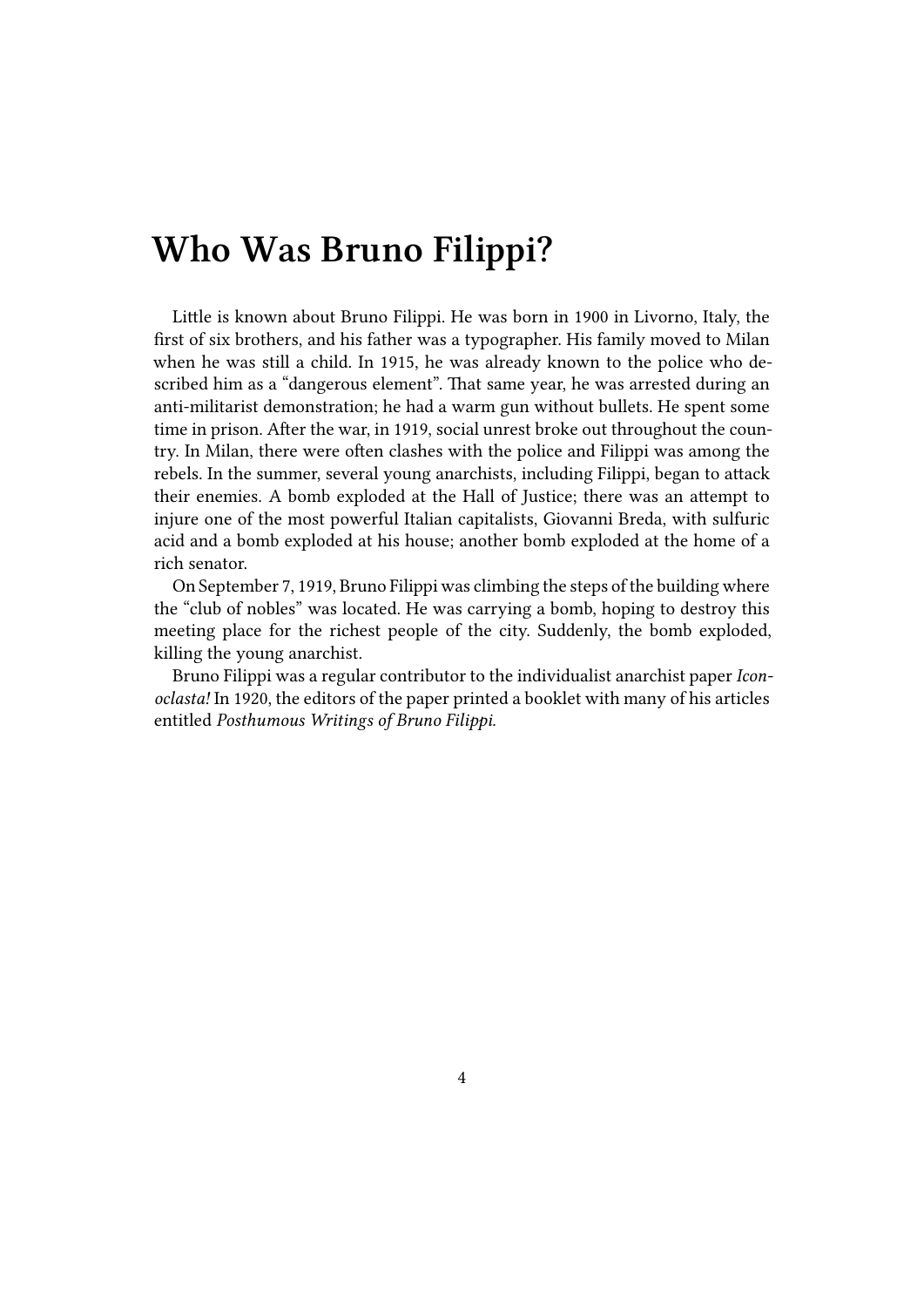# Who Was Bruno Filippi?

Little is known about Bruno Filippi. He was born in 1900 in Livorno, Italy, the first of six brothers, and his father was a typographer. His family moved to Milan when he was still a child. In 1915, he was already known to the police who described him as a "dangerous element". That same year, he was arrested during an anti-militarist demonstration; he had a warm gun without bullets. He spent some time in prison. After the war, in 1919, social unrest broke out throughout the country. In Milan, there were often clashes with the police and Filippi was among the rebels. In the summer, several young anarchists, including Filippi, began to attack their enemies. A bomb exploded at the Hall of Justice; there was an attempt to injure one of the most powerful Italian capitalists, Giovanni Breda, with sulfuric acid and a bomb exploded at his house; another bomb exploded at the home of a rich senator.

On September 7, 1919, Bruno Filippi was climbing the steps of the building where the "club of nobles" was located. He was carrying a bomb, hoping to destroy this meeting place for the richest people of the city. Suddenly, the bomb exploded, killing the young anarchist.

Bruno Filippi was a regular contributor to the individualist anarchist paper *Iconoclasta!* In 1920, the editors of the paper printed a booklet with many of his articles entitled *Posthumous Writings of Bruno Filippi.*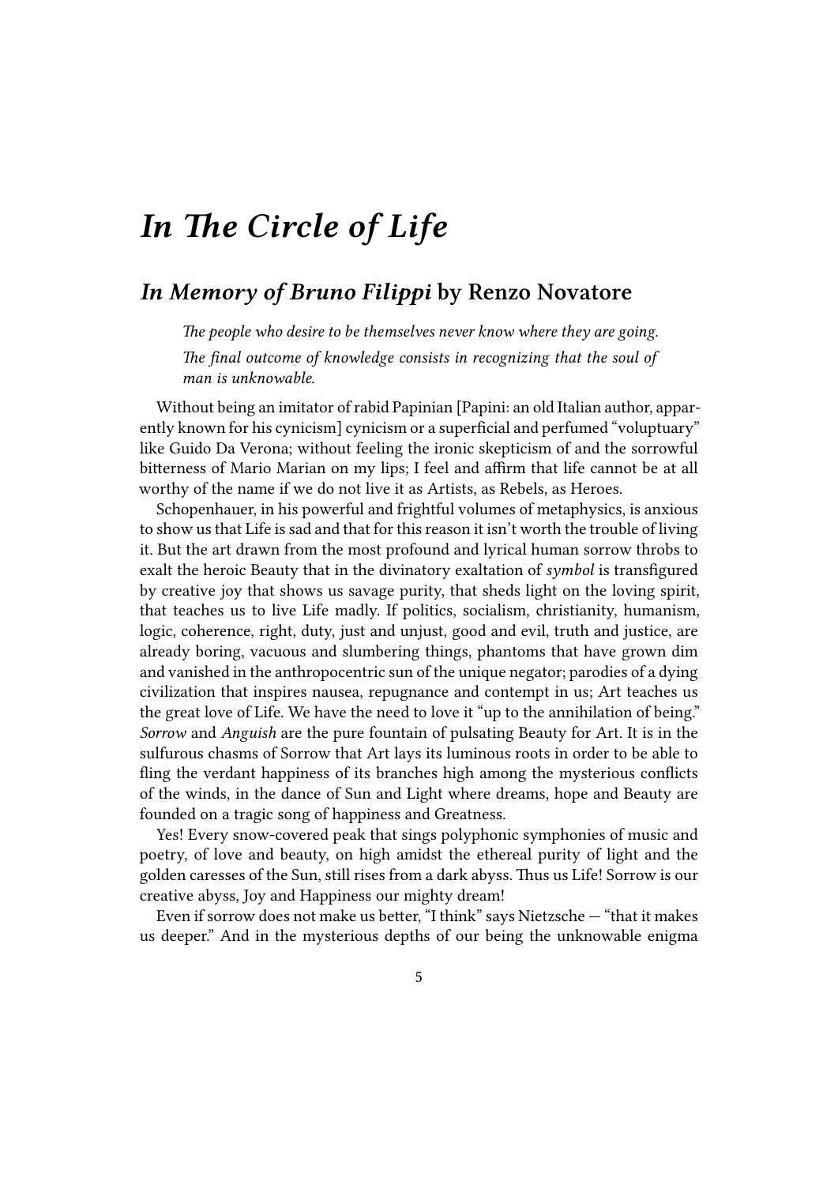// Placeholder
# *In The Circle of Life*

## *In Memory of Bruno Filippi* by Renzo Novatore

> *The people who desire to be themselves never know where they are going.*
>
> *The final outcome of knowledge consists in recognizing that the soul of man is unknowable.*

Without being an imitator of rabid Papinian [Papini: an old Italian author, apparently known for his cynicism] cynicism or a superficial and perfumed "voluptuary" like Guido Da Verona; without feeling the ironic skepticism of and the sorrowful bitterness of Mario Marian on my lips; I feel and affirm that life cannot be at all worthy of the name if we do not live it as Artists, as Rebels, as Heroes.

Schopenhauer, in his powerful and frightful volumes of metaphysics, is anxious to show us that Life is sad and that for this reason it isn't worth the trouble of living it. But the art drawn from the most profound and lyrical human sorrow throbs to exalt the heroic Beauty that in the divinatory exaltation of *symbol* is transfigured by creative joy that shows us savage purity, that sheds light on the loving spirit, that teaches us to live Life madly. If politics, socialism, christianity, humanism, logic, coherence, right, duty, just and unjust, good and evil, truth and justice, are already boring, vacuous and slumbering things, phantoms that have grown dim and vanished in the anthropocentric sun of the unique negator; parodies of a dying civilization that inspires nausea, repugnance and contempt in us; Art teaches us the great love of Life. We have the need to love it "up to the annihilation of being." *Sorrow* and *Anguish* are the pure fountain of pulsating Beauty for Art. It is in the sulfurous chasms of Sorrow that Art lays its luminous roots in order to be able to fling the verdant happiness of its branches high among the mysterious conflicts of the winds, in the dance of Sun and Light where dreams, hope and Beauty are founded on a tragic song of happiness and Greatness.

Yes! Every snow-covered peak that sings polyphonic symphonies of music and poetry, of love and beauty, on high amidst the ethereal purity of light and the golden caresses of the Sun, still rises from a dark abyss. Thus us Life! Sorrow is our creative abyss, Joy and Happiness our mighty dream!

Even if sorrow does not make us better, "I think" says Nietzsche — "that it makes us deeper." And in the mysterious depths of our being the unknowable enigma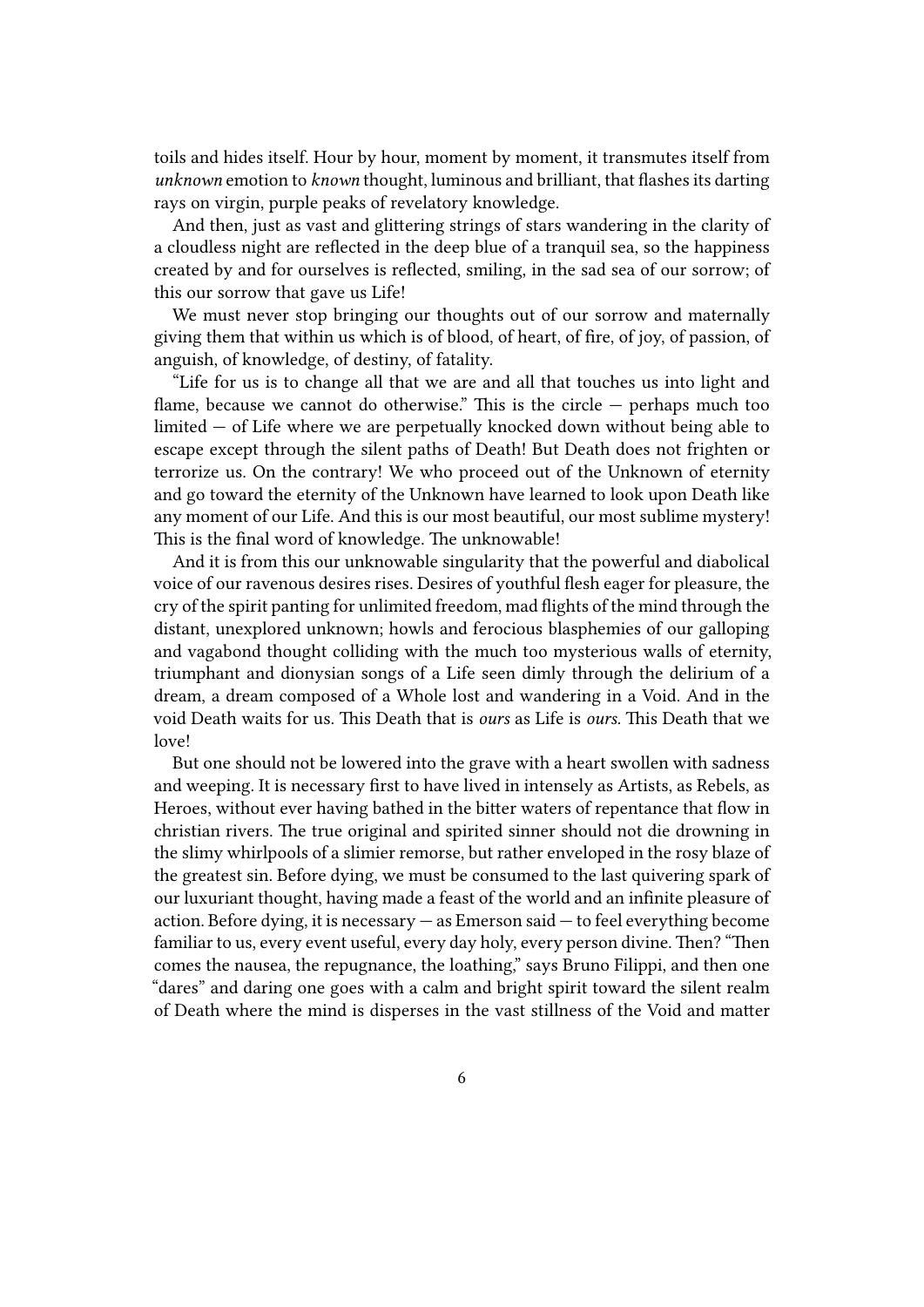toils and hides itself. Hour by hour, moment by moment, it transmutes itself from *unknown* emotion to *known* thought, luminous and brilliant, that flashes its darting rays on virgin, purple peaks of revelatory knowledge.

And then, just as vast and glittering strings of stars wandering in the clarity of a cloudless night are reflected in the deep blue of a tranquil sea, so the happiness created by and for ourselves is reflected, smiling, in the sad sea of our sorrow; of this our sorrow that gave us Life!

We must never stop bringing our thoughts out of our sorrow and maternally giving them that within us which is of blood, of heart, of fire, of joy, of passion, of anguish, of knowledge, of destiny, of fatality.

"Life for us is to change all that we are and all that touches us into light and flame, because we cannot do otherwise." This is the circle — perhaps much too limited — of Life where we are perpetually knocked down without being able to escape except through the silent paths of Death! But Death does not frighten or terrorize us. On the contrary! We who proceed out of the Unknown of eternity and go toward the eternity of the Unknown have learned to look upon Death like any moment of our Life. And this is our most beautiful, our most sublime mystery! This is the final word of knowledge. The unknowable!

And it is from this our unknowable singularity that the powerful and diabolical voice of our ravenous desires rises. Desires of youthful flesh eager for pleasure, the cry of the spirit panting for unlimited freedom, mad flights of the mind through the distant, unexplored unknown; howls and ferocious blasphemies of our galloping and vagabond thought colliding with the much too mysterious walls of eternity, triumphant and dionysian songs of a Life seen dimly through the delirium of a dream, a dream composed of a Whole lost and wandering in a Void. And in the void Death waits for us. This Death that is *ours* as Life is *ours.* This Death that we love!

But one should not be lowered into the grave with a heart swollen with sadness and weeping. It is necessary first to have lived in intensely as Artists, as Rebels, as Heroes, without ever having bathed in the bitter waters of repentance that flow in christian rivers. The true original and spirited sinner should not die drowning in the slimy whirlpools of a slimier remorse, but rather enveloped in the rosy blaze of the greatest sin. Before dying, we must be consumed to the last quivering spark of our luxuriant thought, having made a feast of the world and an infinite pleasure of action. Before dying, it is necessary — as Emerson said — to feel everything become familiar to us, every event useful, every day holy, every person divine. Then? "Then comes the nausea, the repugnance, the loathing," says Bruno Filippi, and then one "dares" and daring one goes with a calm and bright spirit toward the silent realm of Death where the mind is disperses in the vast stillness of the Void and matter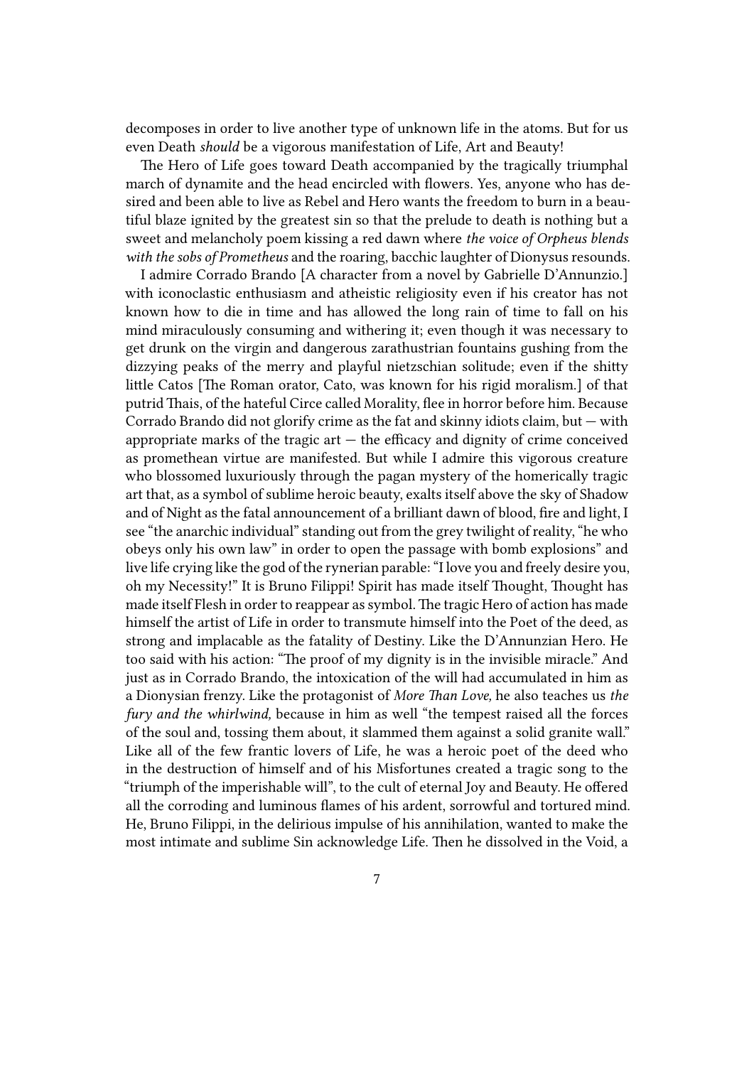decomposes in order to live another type of unknown life in the atoms. But for us even Death *should* be a vigorous manifestation of Life, Art and Beauty!

The Hero of Life goes toward Death accompanied by the tragically triumphal march of dynamite and the head encircled with flowers. Yes, anyone who has desired and been able to live as Rebel and Hero wants the freedom to burn in a beautiful blaze ignited by the greatest sin so that the prelude to death is nothing but a sweet and melancholy poem kissing a red dawn where *the voice of Orpheus blends with the sobs of Prometheus* and the roaring, bacchic laughter of Dionysus resounds.

I admire Corrado Brando [A character from a novel by Gabrielle D'Annunzio.] with iconoclastic enthusiasm and atheistic religiosity even if his creator has not known how to die in time and has allowed the long rain of time to fall on his mind miraculously consuming and withering it; even though it was necessary to get drunk on the virgin and dangerous zarathustrian fountains gushing from the dizzying peaks of the merry and playful nietzschian solitude; even if the shitty little Catos [The Roman orator, Cato, was known for his rigid moralism.] of that putrid Thais, of the hateful Circe called Morality, flee in horror before him. Because Corrado Brando did not glorify crime as the fat and skinny idiots claim, but — with appropriate marks of the tragic art — the efficacy and dignity of crime conceived as promethean virtue are manifested. But while I admire this vigorous creature who blossomed luxuriously through the pagan mystery of the homerically tragic art that, as a symbol of sublime heroic beauty, exalts itself above the sky of Shadow and of Night as the fatal announcement of a brilliant dawn of blood, fire and light, I see "the anarchic individual" standing out from the grey twilight of reality, "he who obeys only his own law" in order to open the passage with bomb explosions" and live life crying like the god of the rynerian parable: "I love you and freely desire you, oh my Necessity!" It is Bruno Filippi! Spirit has made itself Thought, Thought has made itself Flesh in order to reappear as symbol. The tragic Hero of action has made himself the artist of Life in order to transmute himself into the Poet of the deed, as strong and implacable as the fatality of Destiny. Like the D'Annunzian Hero. He too said with his action: "The proof of my dignity is in the invisible miracle." And just as in Corrado Brando, the intoxication of the will had accumulated in him as a Dionysian frenzy. Like the protagonist of *More Than Love,* he also teaches us *the fury and the whirlwind,* because in him as well "the tempest raised all the forces of the soul and, tossing them about, it slammed them against a solid granite wall." Like all of the few frantic lovers of Life, he was a heroic poet of the deed who in the destruction of himself and of his Misfortunes created a tragic song to the "triumph of the imperishable will", to the cult of eternal Joy and Beauty. He offered all the corroding and luminous flames of his ardent, sorrowful and tortured mind. He, Bruno Filippi, in the delirious impulse of his annihilation, wanted to make the most intimate and sublime Sin acknowledge Life. Then he dissolved in the Void, a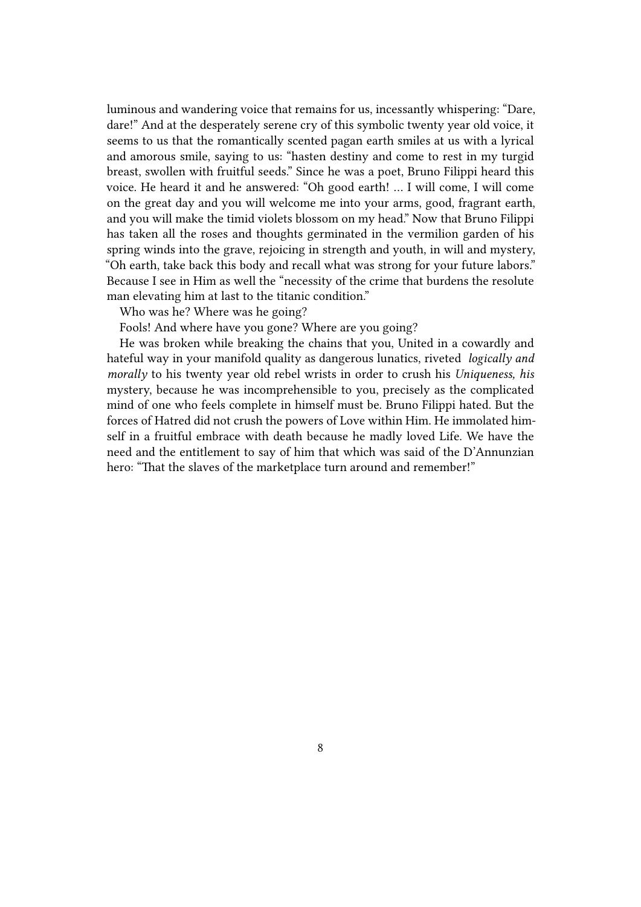luminous and wandering voice that remains for us, incessantly whispering: "Dare, dare!" And at the desperately serene cry of this symbolic twenty year old voice, it seems to us that the romantically scented pagan earth smiles at us with a lyrical and amorous smile, saying to us: "hasten destiny and come to rest in my turgid breast, swollen with fruitful seeds." Since he was a poet, Bruno Filippi heard this voice. He heard it and he answered: "Oh good earth! … I will come, I will come on the great day and you will welcome me into your arms, good, fragrant earth, and you will make the timid violets blossom on my head." Now that Bruno Filippi has taken all the roses and thoughts germinated in the vermilion garden of his spring winds into the grave, rejoicing in strength and youth, in will and mystery, "Oh earth, take back this body and recall what was strong for your future labors." Because I see in Him as well the "necessity of the crime that burdens the resolute man elevating him at last to the titanic condition."

Who was he? Where was he going?

Fools! And where have you gone? Where are you going?

He was broken while breaking the chains that you, United in a cowardly and hateful way in your manifold quality as dangerous lunatics, riveted *logically and morally* to his twenty year old rebel wrists in order to crush his *Uniqueness, his* mystery, because he was incomprehensible to you, precisely as the complicated mind of one who feels complete in himself must be. Bruno Filippi hated. But the forces of Hatred did not crush the powers of Love within Him. He immolated himself in a fruitful embrace with death because he madly loved Life. We have the need and the entitlement to say of him that which was said of the D'Annunzian hero: "That the slaves of the marketplace turn around and remember!"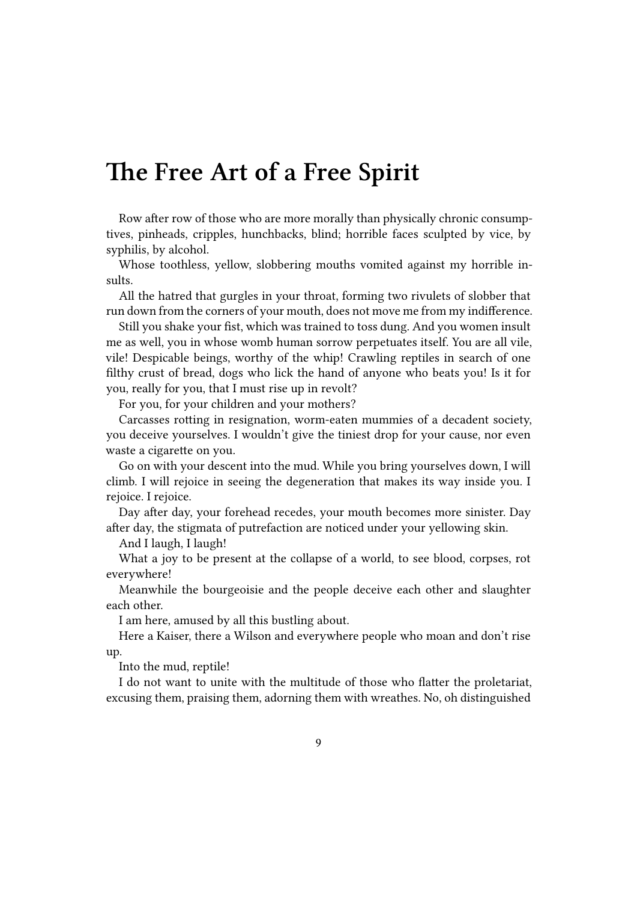# The Free Art of a Free Spirit

Row after row of those who are more morally than physically chronic consumptives, pinheads, cripples, hunchbacks, blind; horrible faces sculpted by vice, by syphilis, by alcohol.

Whose toothless, yellow, slobbering mouths vomited against my horrible insults.

All the hatred that gurgles in your throat, forming two rivulets of slobber that run down from the corners of your mouth, does not move me from my indifference.

Still you shake your fist, which was trained to toss dung. And you women insult me as well, you in whose womb human sorrow perpetuates itself. You are all vile, vile! Despicable beings, worthy of the whip! Crawling reptiles in search of one filthy crust of bread, dogs who lick the hand of anyone who beats you! Is it for you, really for you, that I must rise up in revolt?

For you, for your children and your mothers?

Carcasses rotting in resignation, worm-eaten mummies of a decadent society, you deceive yourselves. I wouldn't give the tiniest drop for your cause, nor even waste a cigarette on you.

Go on with your descent into the mud. While you bring yourselves down, I will climb. I will rejoice in seeing the degeneration that makes its way inside you. I rejoice. I rejoice.

Day after day, your forehead recedes, your mouth becomes more sinister. Day after day, the stigmata of putrefaction are noticed under your yellowing skin.

And I laugh, I laugh!

What a joy to be present at the collapse of a world, to see blood, corpses, rot everywhere!

Meanwhile the bourgeoisie and the people deceive each other and slaughter each other.

I am here, amused by all this bustling about.

Here a Kaiser, there a Wilson and everywhere people who moan and don't rise up.

Into the mud, reptile!

I do not want to unite with the multitude of those who flatter the proletariat, excusing them, praising them, adorning them with wreathes. No, oh distinguished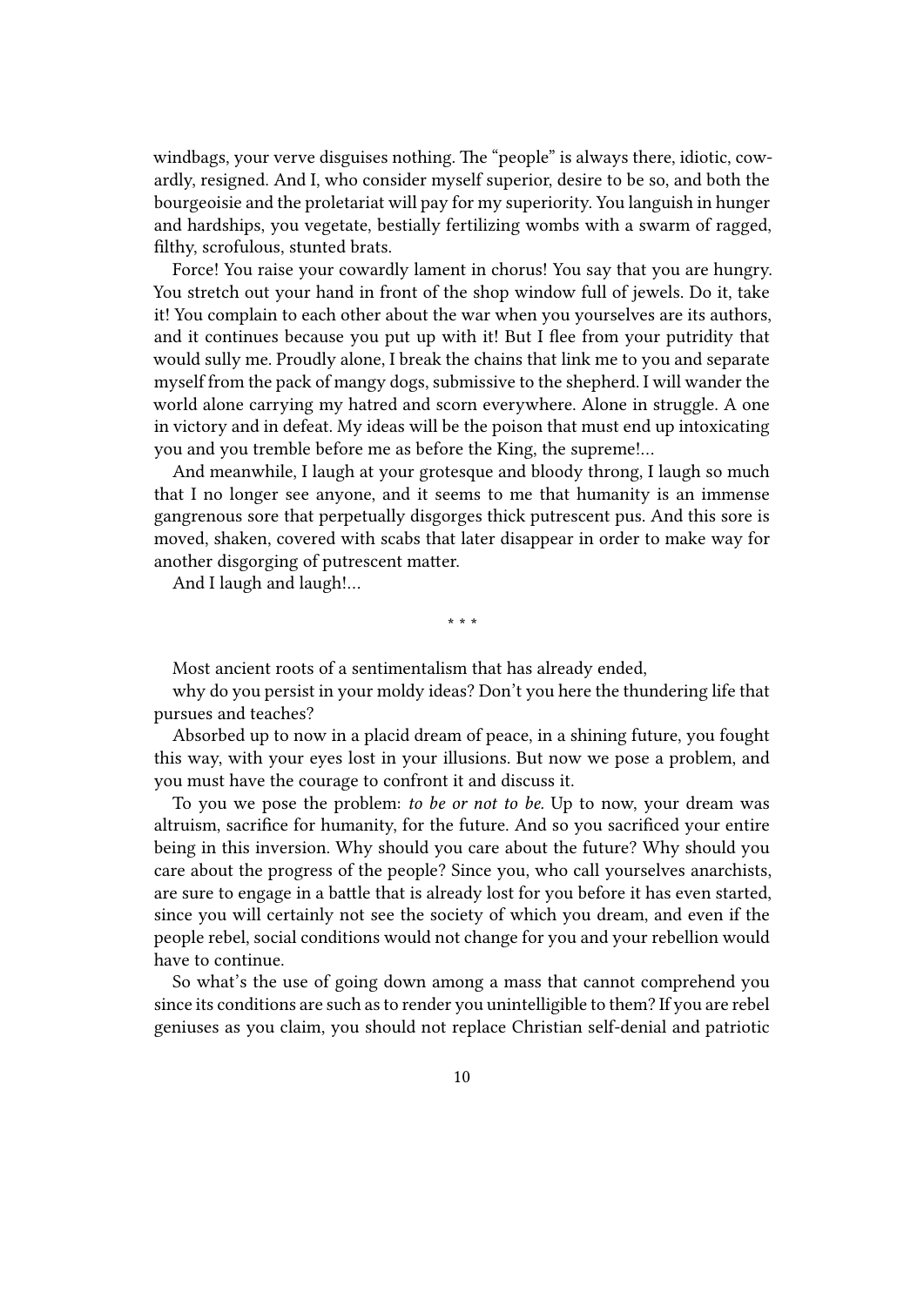windbags, your verve disguises nothing. The "people" is always there, idiotic, cowardly, resigned. And I, who consider myself superior, desire to be so, and both the bourgeoisie and the proletariat will pay for my superiority. You languish in hunger and hardships, you vegetate, bestially fertilizing wombs with a swarm of ragged, filthy, scrofulous, stunted brats.

Force! You raise your cowardly lament in chorus! You say that you are hungry. You stretch out your hand in front of the shop window full of jewels. Do it, take it! You complain to each other about the war when you yourselves are its authors, and it continues because you put up with it! But I flee from your putridity that would sully me. Proudly alone, I break the chains that link me to you and separate myself from the pack of mangy dogs, submissive to the shepherd. I will wander the world alone carrying my hatred and scorn everywhere. Alone in struggle. A one in victory and in defeat. My ideas will be the poison that must end up intoxicating you and you tremble before me as before the King, the supreme!…

And meanwhile, I laugh at your grotesque and bloody throng, I laugh so much that I no longer see anyone, and it seems to me that humanity is an immense gangrenous sore that perpetually disgorges thick putrescent pus. And this sore is moved, shaken, covered with scabs that later disappear in order to make way for another disgorging of putrescent matter.

And I laugh and laugh!…

* * *

Most ancient roots of a sentimentalism that has already ended,

why do you persist in your moldy ideas? Don't you here the thundering life that pursues and teaches?

Absorbed up to now in a placid dream of peace, in a shining future, you fought this way, with your eyes lost in your illusions. But now we pose a problem, and you must have the courage to confront it and discuss it.

To you we pose the problem: *to be or not to be*. Up to now, your dream was altruism, sacrifice for humanity, for the future. And so you sacrificed your entire being in this inversion. Why should you care about the future? Why should you care about the progress of the people? Since you, who call yourselves anarchists, are sure to engage in a battle that is already lost for you before it has even started, since you will certainly not see the society of which you dream, and even if the people rebel, social conditions would not change for you and your rebellion would have to continue.

So what's the use of going down among a mass that cannot comprehend you since its conditions are such as to render you unintelligible to them? If you are rebel geniuses as you claim, you should not replace Christian self-denial and patriotic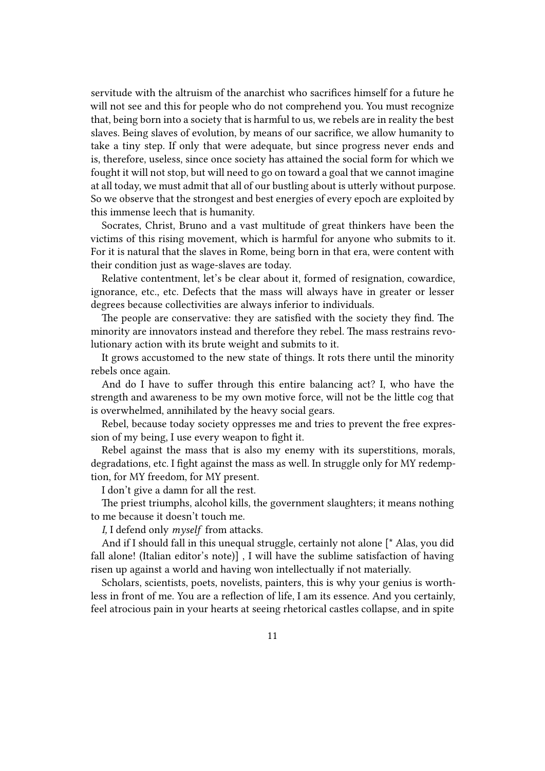servitude with the altruism of the anarchist who sacrifices himself for a future he will not see and this for people who do not comprehend you. You must recognize that, being born into a society that is harmful to us, we rebels are in reality the best slaves. Being slaves of evolution, by means of our sacrifice, we allow humanity to take a tiny step. If only that were adequate, but since progress never ends and is, therefore, useless, since once society has attained the social form for which we fought it will not stop, but will need to go on toward a goal that we cannot imagine at all today, we must admit that all of our bustling about is utterly without purpose. So we observe that the strongest and best energies of every epoch are exploited by this immense leech that is humanity.

Socrates, Christ, Bruno and a vast multitude of great thinkers have been the victims of this rising movement, which is harmful for anyone who submits to it. For it is natural that the slaves in Rome, being born in that era, were content with their condition just as wage-slaves are today.

Relative contentment, let's be clear about it, formed of resignation, cowardice, ignorance, etc., etc. Defects that the mass will always have in greater or lesser degrees because collectivities are always inferior to individuals.

The people are conservative: they are satisfied with the society they find. The minority are innovators instead and therefore they rebel. The mass restrains revolutionary action with its brute weight and submits to it.

It grows accustomed to the new state of things. It rots there until the minority rebels once again.

And do I have to suffer through this entire balancing act? I, who have the strength and awareness to be my own motive force, will not be the little cog that is overwhelmed, annihilated by the heavy social gears.

Rebel, because today society oppresses me and tries to prevent the free expression of my being, I use every weapon to fight it.

Rebel against the mass that is also my enemy with its superstitions, morals, degradations, etc. I fight against the mass as well. In struggle only for MY redemption, for MY freedom, for MY present.

I don't give a damn for all the rest.

The priest triumphs, alcohol kills, the government slaughters; it means nothing to me because it doesn't touch me.

*I,* I defend only *myself* from attacks.

And if I should fall in this unequal struggle, certainly not alone [* Alas, you did fall alone! (Italian editor's note)] , I will have the sublime satisfaction of having risen up against a world and having won intellectually if not materially.

Scholars, scientists, poets, novelists, painters, this is why your genius is worthless in front of me. You are a reflection of life, I am its essence. And you certainly, feel atrocious pain in your hearts at seeing rhetorical castles collapse, and in spite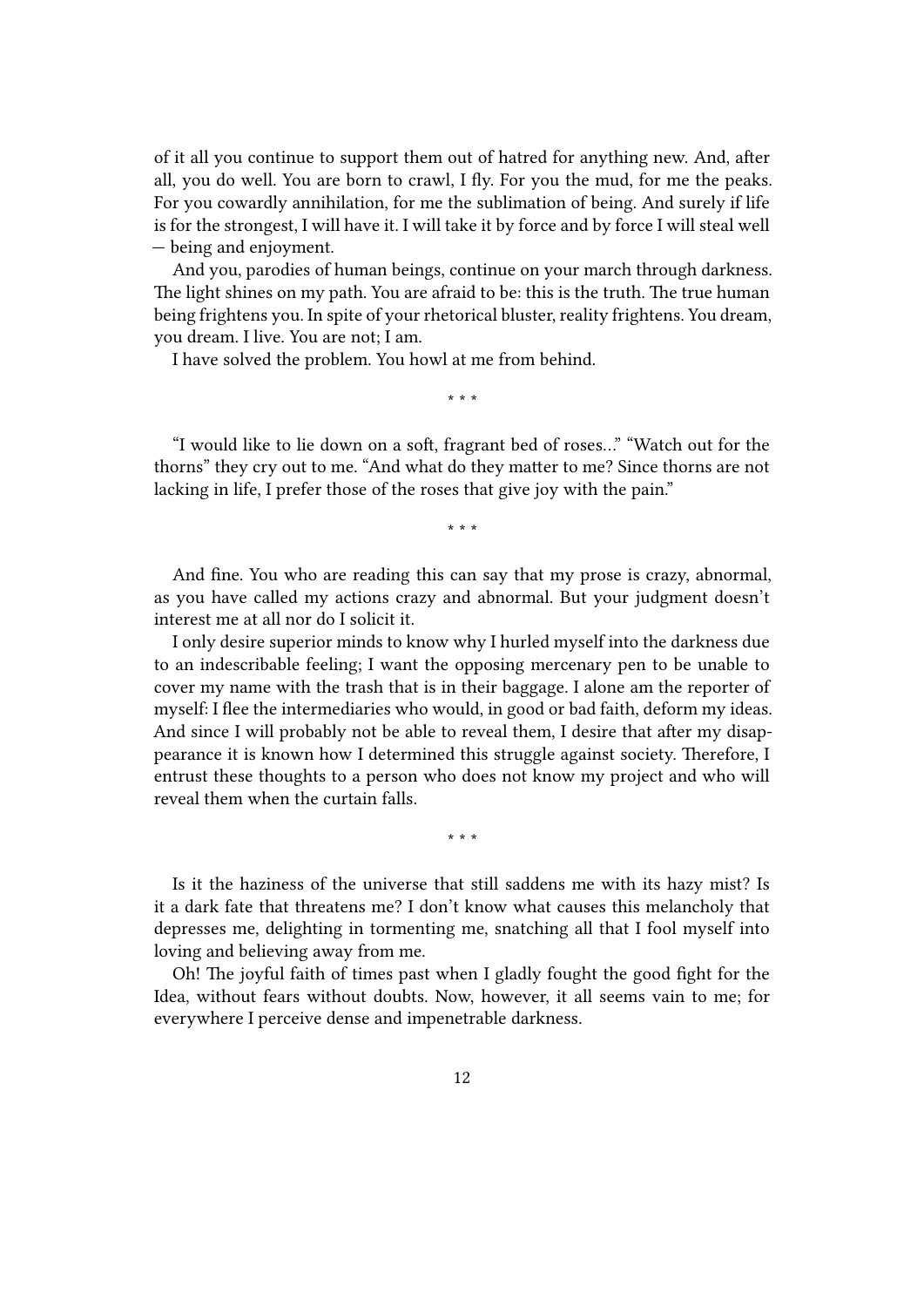of it all you continue to support them out of hatred for anything new. And, after all, you do well. You are born to crawl, I fly. For you the mud, for me the peaks. For you cowardly annihilation, for me the sublimation of being. And surely if life is for the strongest, I will have it. I will take it by force and by force I will steal well — being and enjoyment.

And you, parodies of human beings, continue on your march through darkness. The light shines on my path. You are afraid to be: this is the truth. The true human being frightens you. In spite of your rhetorical bluster, reality frightens. You dream, you dream. I live. You are not; I am.

I have solved the problem. You howl at me from behind.

\* \* \*

"I would like to lie down on a soft, fragrant bed of roses…" "Watch out for the thorns" they cry out to me. "And what do they matter to me? Since thorns are not lacking in life, I prefer those of the roses that give joy with the pain."

\* \* \*

And fine. You who are reading this can say that my prose is crazy, abnormal, as you have called my actions crazy and abnormal. But your judgment doesn't interest me at all nor do I solicit it.

I only desire superior minds to know why I hurled myself into the darkness due to an indescribable feeling; I want the opposing mercenary pen to be unable to cover my name with the trash that is in their baggage. I alone am the reporter of myself: I flee the intermediaries who would, in good or bad faith, deform my ideas. And since I will probably not be able to reveal them, I desire that after my disappearance it is known how I determined this struggle against society. Therefore, I entrust these thoughts to a person who does not know my project and who will reveal them when the curtain falls.

\* \* \*

Is it the haziness of the universe that still saddens me with its hazy mist? Is it a dark fate that threatens me? I don't know what causes this melancholy that depresses me, delighting in tormenting me, snatching all that I fool myself into loving and believing away from me.

Oh! The joyful faith of times past when I gladly fought the good fight for the Idea, without fears without doubts. Now, however, it all seems vain to me; for everywhere I perceive dense and impenetrable darkness.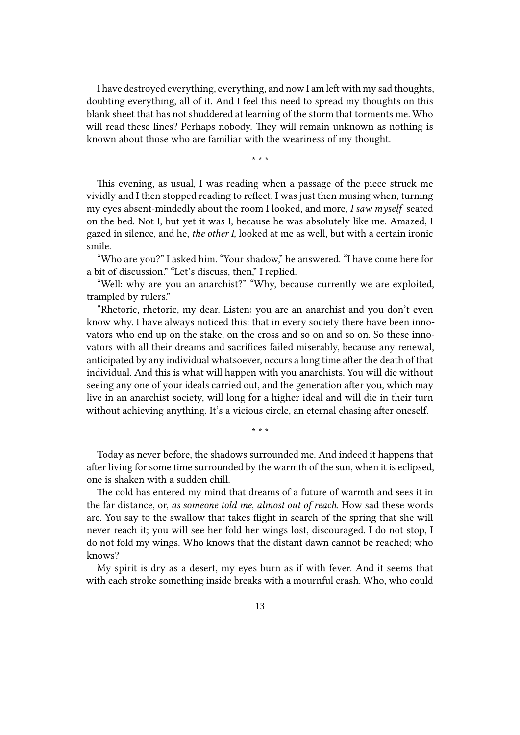I have destroyed everything, everything, and now I am left with my sad thoughts, doubting everything, all of it. And I feel this need to spread my thoughts on this blank sheet that has not shuddered at learning of the storm that torments me. Who will read these lines? Perhaps nobody. They will remain unknown as nothing is known about those who are familiar with the weariness of my thought.

\* \* \*

This evening, as usual, I was reading when a passage of the piece struck me vividly and I then stopped reading to reflect. I was just then musing when, turning my eyes absent-mindedly about the room I looked, and more, *I saw myself* seated on the bed. Not I, but yet it was I, because he was absolutely like me. Amazed, I gazed in silence, and he, *the other I,* looked at me as well, but with a certain ironic smile.

"Who are you?" I asked him. "Your shadow," he answered. "I have come here for a bit of discussion." "Let's discuss, then," I replied.

"Well: why are you an anarchist?" "Why, because currently we are exploited, trampled by rulers."

"Rhetoric, rhetoric, my dear. Listen: you are an anarchist and you don't even know why. I have always noticed this: that in every society there have been innovators who end up on the stake, on the cross and so on and so on. So these innovators with all their dreams and sacrifices failed miserably, because any renewal, anticipated by any individual whatsoever, occurs a long time after the death of that individual. And this is what will happen with you anarchists. You will die without seeing any one of your ideals carried out, and the generation after you, which may live in an anarchist society, will long for a higher ideal and will die in their turn without achieving anything. It's a vicious circle, an eternal chasing after oneself.

\* \* \*

Today as never before, the shadows surrounded me. And indeed it happens that after living for some time surrounded by the warmth of the sun, when it is eclipsed, one is shaken with a sudden chill.

The cold has entered my mind that dreams of a future of warmth and sees it in the far distance, or, *as someone told me, almost out of reach.* How sad these words are. You say to the swallow that takes flight in search of the spring that she will never reach it; you will see her fold her wings lost, discouraged. I do not stop, I do not fold my wings. Who knows that the distant dawn cannot be reached; who knows?

My spirit is dry as a desert, my eyes burn as if with fever. And it seems that with each stroke something inside breaks with a mournful crash. Who, who could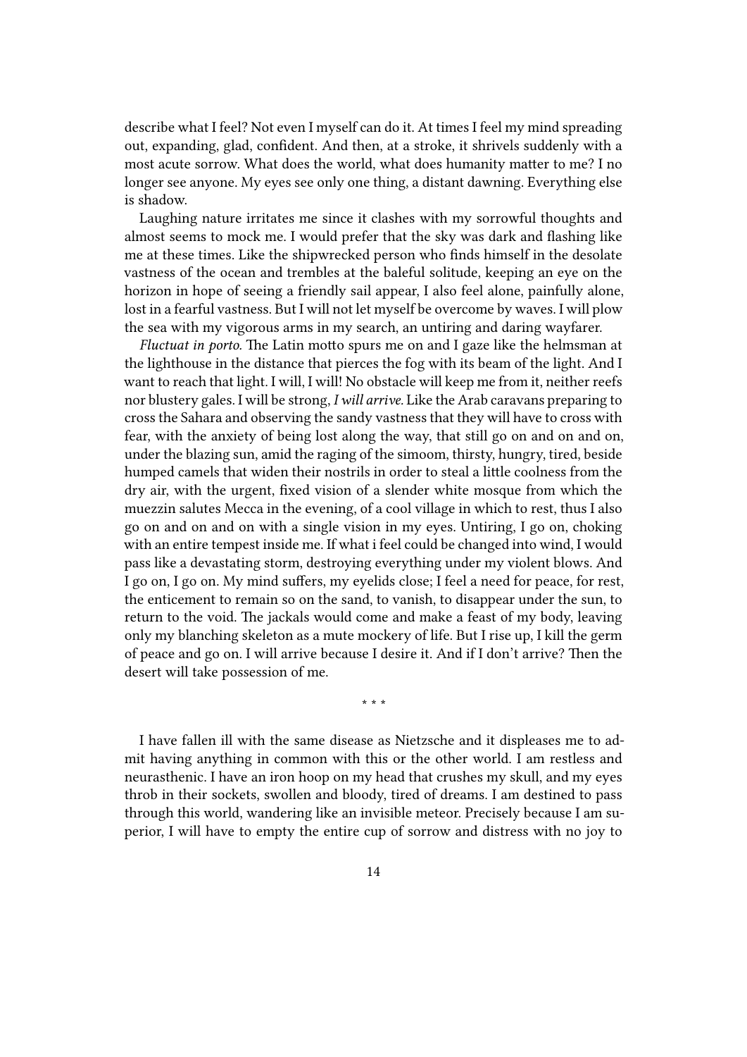describe what I feel? Not even I myself can do it. At times I feel my mind spreading out, expanding, glad, confident. And then, at a stroke, it shrivels suddenly with a most acute sorrow. What does the world, what does humanity matter to me? I no longer see anyone. My eyes see only one thing, a distant dawning. Everything else is shadow.

Laughing nature irritates me since it clashes with my sorrowful thoughts and almost seems to mock me. I would prefer that the sky was dark and flashing like me at these times. Like the shipwrecked person who finds himself in the desolate vastness of the ocean and trembles at the baleful solitude, keeping an eye on the horizon in hope of seeing a friendly sail appear, I also feel alone, painfully alone, lost in a fearful vastness. But I will not let myself be overcome by waves. I will plow the sea with my vigorous arms in my search, an untiring and daring wayfarer.

*Fluctuat in porto.* The Latin motto spurs me on and I gaze like the helmsman at the lighthouse in the distance that pierces the fog with its beam of the light. And I want to reach that light. I will, I will! No obstacle will keep me from it, neither reefs nor blustery gales. I will be strong, *I will arrive.* Like the Arab caravans preparing to cross the Sahara and observing the sandy vastness that they will have to cross with fear, with the anxiety of being lost along the way, that still go on and on and on, under the blazing sun, amid the raging of the simoom, thirsty, hungry, tired, beside humped camels that widen their nostrils in order to steal a little coolness from the dry air, with the urgent, fixed vision of a slender white mosque from which the muezzin salutes Mecca in the evening, of a cool village in which to rest, thus I also go on and on and on with a single vision in my eyes. Untiring, I go on, choking with an entire tempest inside me. If what i feel could be changed into wind, I would pass like a devastating storm, destroying everything under my violent blows. And I go on, I go on. My mind suffers, my eyelids close; I feel a need for peace, for rest, the enticement to remain so on the sand, to vanish, to disappear under the sun, to return to the void. The jackals would come and make a feast of my body, leaving only my blanching skeleton as a mute mockery of life. But I rise up, I kill the germ of peace and go on. I will arrive because I desire it. And if I don't arrive? Then the desert will take possession of me.

\* \* \*

I have fallen ill with the same disease as Nietzsche and it displeases me to admit having anything in common with this or the other world. I am restless and neurasthenic. I have an iron hoop on my head that crushes my skull, and my eyes throb in their sockets, swollen and bloody, tired of dreams. I am destined to pass through this world, wandering like an invisible meteor. Precisely because I am superior, I will have to empty the entire cup of sorrow and distress with no joy to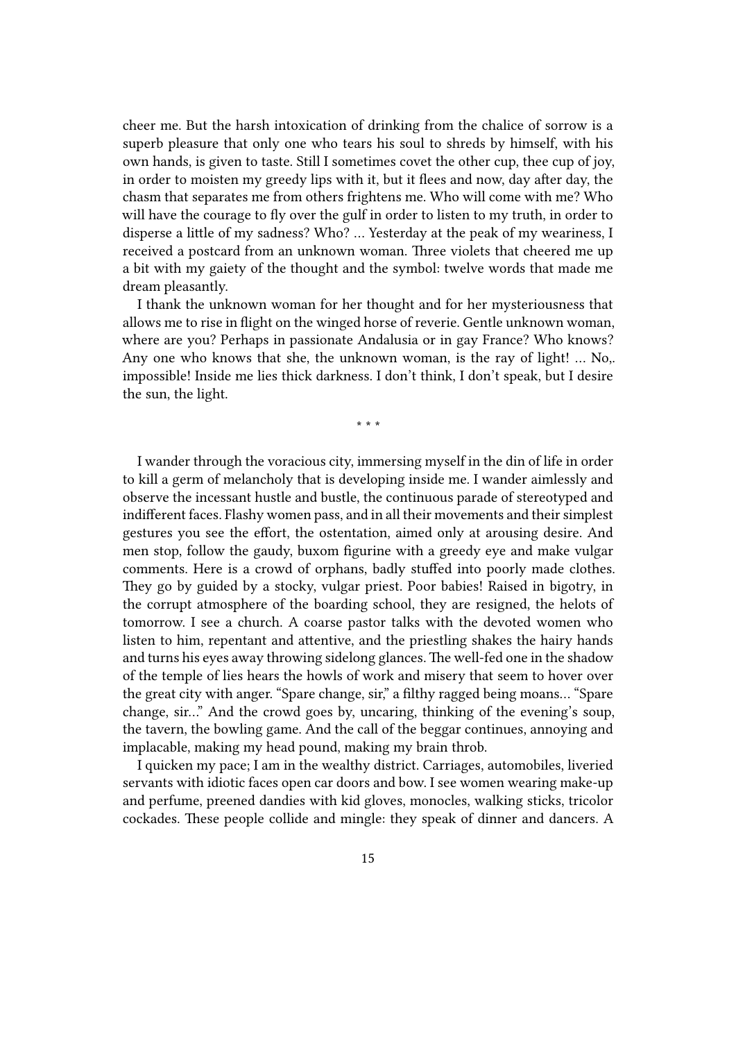cheer me. But the harsh intoxication of drinking from the chalice of sorrow is a superb pleasure that only one who tears his soul to shreds by himself, with his own hands, is given to taste. Still I sometimes covet the other cup, thee cup of joy, in order to moisten my greedy lips with it, but it flees and now, day after day, the chasm that separates me from others frightens me. Who will come with me? Who will have the courage to fly over the gulf in order to listen to my truth, in order to disperse a little of my sadness? Who? … Yesterday at the peak of my weariness, I received a postcard from an unknown woman. Three violets that cheered me up a bit with my gaiety of the thought and the symbol: twelve words that made me dream pleasantly.

I thank the unknown woman for her thought and for her mysteriousness that allows me to rise in flight on the winged horse of reverie. Gentle unknown woman, where are you? Perhaps in passionate Andalusia or in gay France? Who knows? Any one who knows that she, the unknown woman, is the ray of light! … No,. impossible! Inside me lies thick darkness. I don't think, I don't speak, but I desire the sun, the light.

\* \* \*

I wander through the voracious city, immersing myself in the din of life in order to kill a germ of melancholy that is developing inside me. I wander aimlessly and observe the incessant hustle and bustle, the continuous parade of stereotyped and indifferent faces. Flashy women pass, and in all their movements and their simplest gestures you see the effort, the ostentation, aimed only at arousing desire. And men stop, follow the gaudy, buxom figurine with a greedy eye and make vulgar comments. Here is a crowd of orphans, badly stuffed into poorly made clothes. They go by guided by a stocky, vulgar priest. Poor babies! Raised in bigotry, in the corrupt atmosphere of the boarding school, they are resigned, the helots of tomorrow. I see a church. A coarse pastor talks with the devoted women who listen to him, repentant and attentive, and the priestling shakes the hairy hands and turns his eyes away throwing sidelong glances. The well-fed one in the shadow of the temple of lies hears the howls of work and misery that seem to hover over the great city with anger. "Spare change, sir," a filthy ragged being moans… "Spare change, sir…" And the crowd goes by, uncaring, thinking of the evening's soup, the tavern, the bowling game. And the call of the beggar continues, annoying and implacable, making my head pound, making my brain throb.

I quicken my pace; I am in the wealthy district. Carriages, automobiles, liveried servants with idiotic faces open car doors and bow. I see women wearing make-up and perfume, preened dandies with kid gloves, monocles, walking sticks, tricolor cockades. These people collide and mingle: they speak of dinner and dancers. A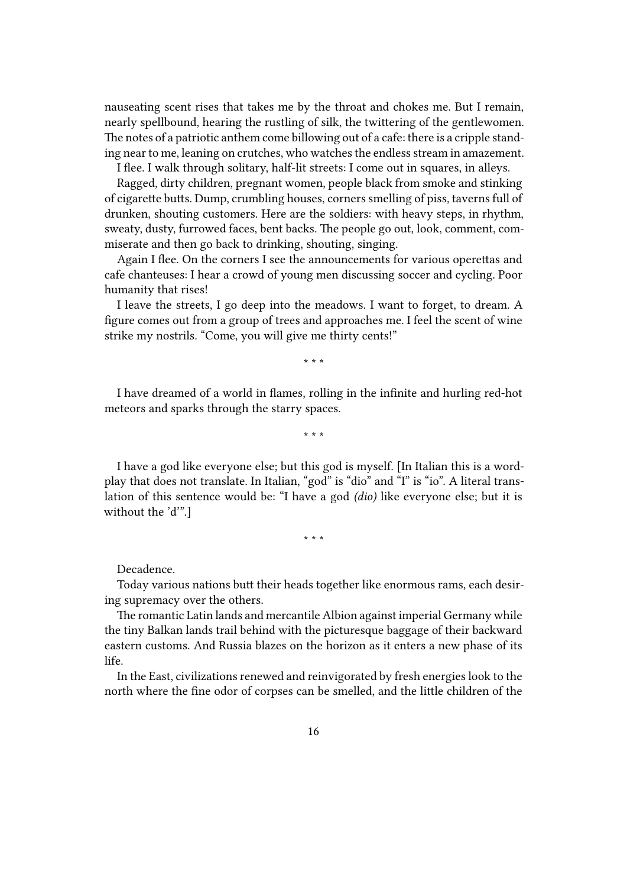nauseating scent rises that takes me by the throat and chokes me. But I remain, nearly spellbound, hearing the rustling of silk, the twittering of the gentlewomen. The notes of a patriotic anthem come billowing out of a cafe: there is a cripple standing near to me, leaning on crutches, who watches the endless stream in amazement.

I flee. I walk through solitary, half-lit streets: I come out in squares, in alleys.

Ragged, dirty children, pregnant women, people black from smoke and stinking of cigarette butts. Dump, crumbling houses, corners smelling of piss, taverns full of drunken, shouting customers. Here are the soldiers: with heavy steps, in rhythm, sweaty, dusty, furrowed faces, bent backs. The people go out, look, comment, commiserate and then go back to drinking, shouting, singing.

Again I flee. On the corners I see the announcements for various operettas and cafe chanteuses: I hear a crowd of young men discussing soccer and cycling. Poor humanity that rises!

I leave the streets, I go deep into the meadows. I want to forget, to dream. A figure comes out from a group of trees and approaches me. I feel the scent of wine strike my nostrils. "Come, you will give me thirty cents!"

\* \* \*

I have dreamed of a world in flames, rolling in the infinite and hurling red-hot meteors and sparks through the starry spaces.

\* \* \*

I have a god like everyone else; but this god is myself. [In Italian this is a wordplay that does not translate. In Italian, "god" is "dio" and "I" is "io". A literal translation of this sentence would be: "I have a god *(dio)* like everyone else; but it is without the 'd'".]

\* \* \*

Decadence.

Today various nations butt their heads together like enormous rams, each desiring supremacy over the others.

The romantic Latin lands and mercantile Albion against imperial Germany while the tiny Balkan lands trail behind with the picturesque baggage of their backward eastern customs. And Russia blazes on the horizon as it enters a new phase of its life.

In the East, civilizations renewed and reinvigorated by fresh energies look to the north where the fine odor of corpses can be smelled, and the little children of the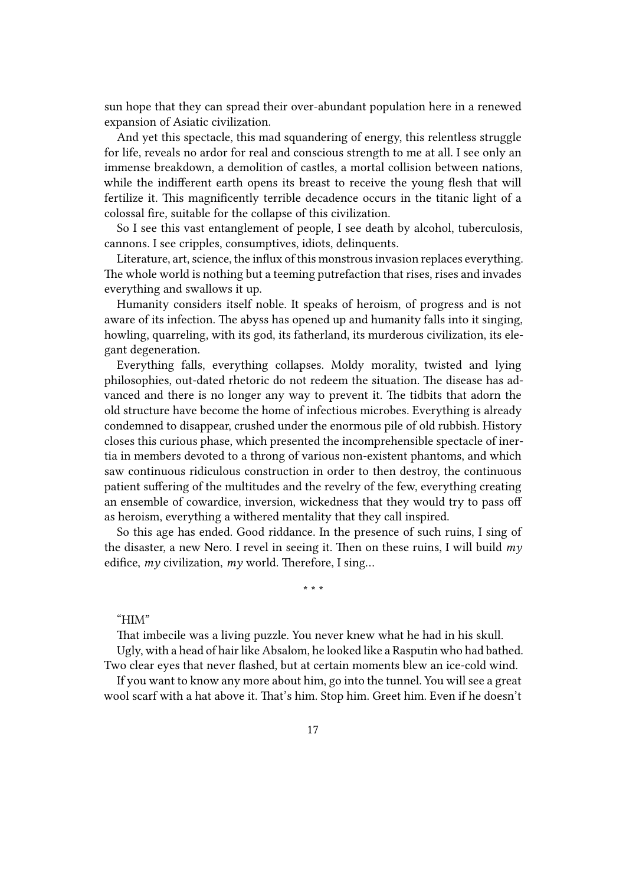sun hope that they can spread their over-abundant population here in a renewed expansion of Asiatic civilization.

And yet this spectacle, this mad squandering of energy, this relentless struggle for life, reveals no ardor for real and conscious strength to me at all. I see only an immense breakdown, a demolition of castles, a mortal collision between nations, while the indifferent earth opens its breast to receive the young flesh that will fertilize it. This magnificently terrible decadence occurs in the titanic light of a colossal fire, suitable for the collapse of this civilization.

So I see this vast entanglement of people, I see death by alcohol, tuberculosis, cannons. I see cripples, consumptives, idiots, delinquents.

Literature, art, science, the influx of this monstrous invasion replaces everything. The whole world is nothing but a teeming putrefaction that rises, rises and invades everything and swallows it up.

Humanity considers itself noble. It speaks of heroism, of progress and is not aware of its infection. The abyss has opened up and humanity falls into it singing, howling, quarreling, with its god, its fatherland, its murderous civilization, its elegant degeneration.

Everything falls, everything collapses. Moldy morality, twisted and lying philosophies, out-dated rhetoric do not redeem the situation. The disease has advanced and there is no longer any way to prevent it. The tidbits that adorn the old structure have become the home of infectious microbes. Everything is already condemned to disappear, crushed under the enormous pile of old rubbish. History closes this curious phase, which presented the incomprehensible spectacle of inertia in members devoted to a throng of various non-existent phantoms, and which saw continuous ridiculous construction in order to then destroy, the continuous patient suffering of the multitudes and the revelry of the few, everything creating an ensemble of cowardice, inversion, wickedness that they would try to pass off as heroism, everything a withered mentality that they call inspired.

So this age has ended. Good riddance. In the presence of such ruins, I sing of the disaster, a new Nero. I revel in seeing it. Then on these ruins, I will build *my* edifice, *my* civilization, *my* world. Therefore, I sing…

* * *

"HIM"

That imbecile was a living puzzle. You never knew what he had in his skull.

Ugly, with a head of hair like Absalom, he looked like a Rasputin who had bathed. Two clear eyes that never flashed, but at certain moments blew an ice-cold wind.

If you want to know any more about him, go into the tunnel. You will see a great wool scarf with a hat above it. That's him. Stop him. Greet him. Even if he doesn't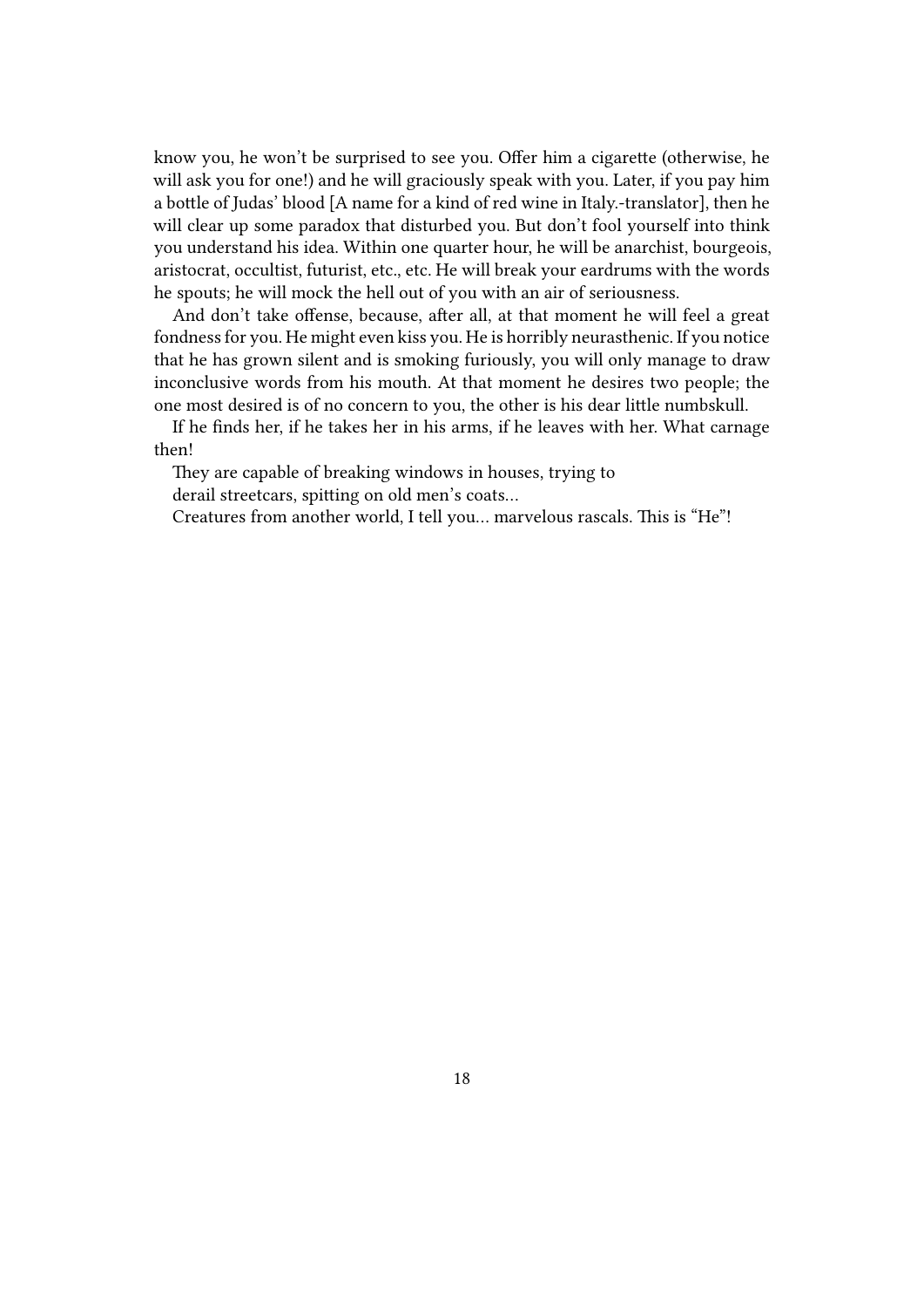know you, he won't be surprised to see you. Offer him a cigarette (otherwise, he will ask you for one!) and he will graciously speak with you. Later, if you pay him a bottle of Judas' blood [A name for a kind of red wine in Italy.-translator], then he will clear up some paradox that disturbed you. But don't fool yourself into think you understand his idea. Within one quarter hour, he will be anarchist, bourgeois, aristocrat, occultist, futurist, etc., etc. He will break your eardrums with the words he spouts; he will mock the hell out of you with an air of seriousness.

And don't take offense, because, after all, at that moment he will feel a great fondness for you. He might even kiss you. He is horribly neurasthenic. If you notice that he has grown silent and is smoking furiously, you will only manage to draw inconclusive words from his mouth. At that moment he desires two people; the one most desired is of no concern to you, the other is his dear little numbskull.

If he finds her, if he takes her in his arms, if he leaves with her. What carnage then!

They are capable of breaking windows in houses, trying to
derail streetcars, spitting on old men's coats…

Creatures from another world, I tell you… marvelous rascals. This is "He"!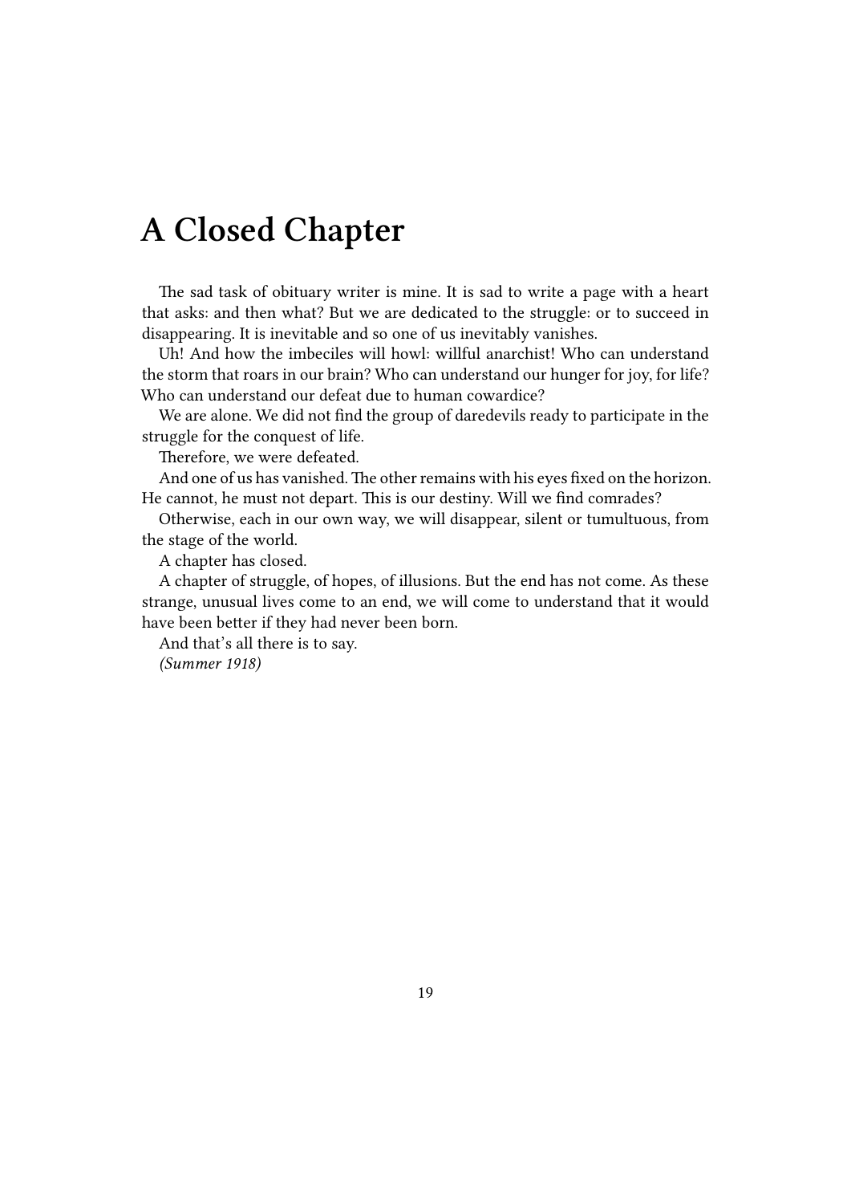# A Closed Chapter

The sad task of obituary writer is mine. It is sad to write a page with a heart that asks: and then what? But we are dedicated to the struggle: or to succeed in disappearing. It is inevitable and so one of us inevitably vanishes.

Uh! And how the imbeciles will howl: willful anarchist! Who can understand the storm that roars in our brain? Who can understand our hunger for joy, for life? Who can understand our defeat due to human cowardice?

We are alone. We did not find the group of daredevils ready to participate in the struggle for the conquest of life.

Therefore, we were defeated.

And one of us has vanished. The other remains with his eyes fixed on the horizon. He cannot, he must not depart. This is our destiny. Will we find comrades?

Otherwise, each in our own way, we will disappear, silent or tumultuous, from the stage of the world.

A chapter has closed.

A chapter of struggle, of hopes, of illusions. But the end has not come. As these strange, unusual lives come to an end, we will come to understand that it would have been better if they had never been born.

And that's all there is to say.

*(Summer 1918)*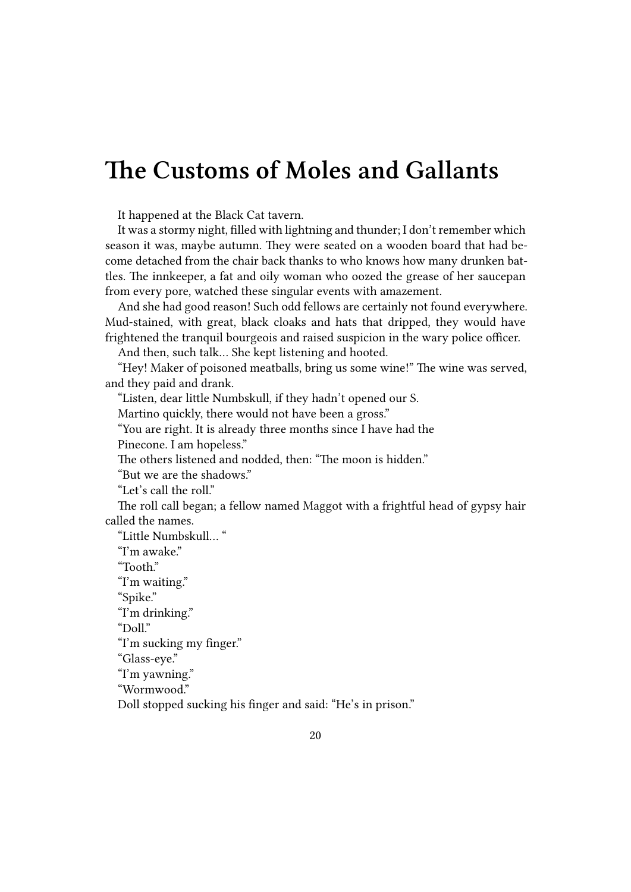# The Customs of Moles and Gallants

It happened at the Black Cat tavern.

It was a stormy night, filled with lightning and thunder; I don't remember which season it was, maybe autumn. They were seated on a wooden board that had become detached from the chair back thanks to who knows how many drunken battles. The innkeeper, a fat and oily woman who oozed the grease of her saucepan from every pore, watched these singular events with amazement.

And she had good reason! Such odd fellows are certainly not found everywhere. Mud-stained, with great, black cloaks and hats that dripped, they would have frightened the tranquil bourgeois and raised suspicion in the wary police officer.

And then, such talk… She kept listening and hooted.

"Hey! Maker of poisoned meatballs, bring us some wine!" The wine was served, and they paid and drank.

"Listen, dear little Numbskull, if they hadn't opened our S.
Martino quickly, there would not have been a gross."

"You are right. It is already three months since I have had the
Pinecone. I am hopeless."

The others listened and nodded, then: "The moon is hidden."

"But we are the shadows."

"Let's call the roll."

The roll call began; a fellow named Maggot with a frightful head of gypsy hair called the names.

"Little Numbskull… "

"I'm awake."

"Tooth."

"I'm waiting."

"Spike."

"I'm drinking."

"Doll."

"I'm sucking my finger."

"Glass-eye."

"I'm yawning."

"Wormwood."

Doll stopped sucking his finger and said: "He's in prison."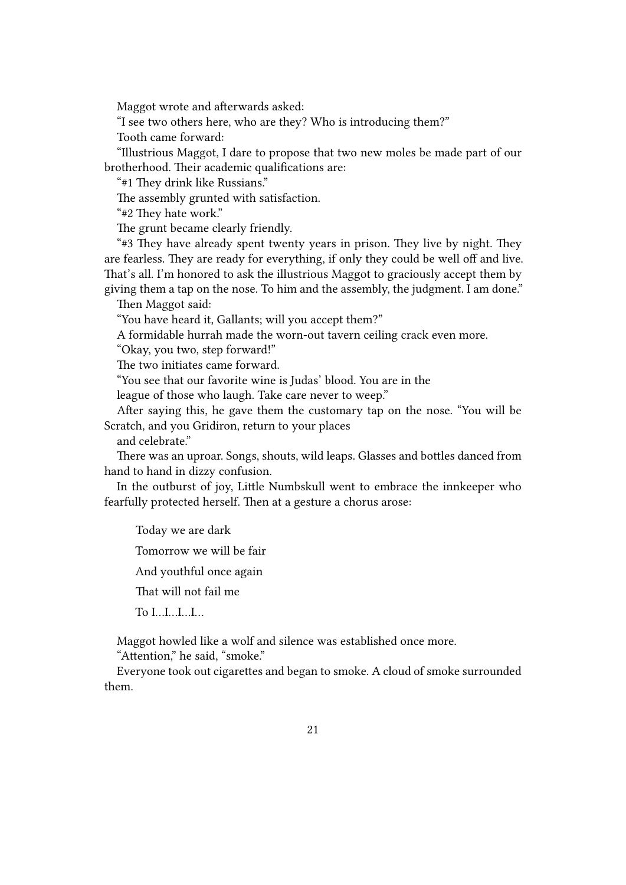Maggot wrote and afterwards asked:

"I see two others here, who are they? Who is introducing them?"

Tooth came forward:

"Illustrious Maggot, I dare to propose that two new moles be made part of our brotherhood. Their academic qualifications are:

"#1 They drink like Russians."

The assembly grunted with satisfaction.

"#2 They hate work."

The grunt became clearly friendly.

"#3 They have already spent twenty years in prison. They live by night. They are fearless. They are ready for everything, if only they could be well off and live. That's all. I'm honored to ask the illustrious Maggot to graciously accept them by giving them a tap on the nose. To him and the assembly, the judgment. I am done."

Then Maggot said:

"You have heard it, Gallants; will you accept them?"

A formidable hurrah made the worn-out tavern ceiling crack even more.

"Okay, you two, step forward!"

The two initiates came forward.

"You see that our favorite wine is Judas' blood. You are in the league of those who laugh. Take care never to weep."

After saying this, he gave them the customary tap on the nose. "You will be Scratch, and you Gridiron, return to your places and celebrate."

There was an uproar. Songs, shouts, wild leaps. Glasses and bottles danced from hand to hand in dizzy confusion.

In the outburst of joy, Little Numbskull went to embrace the innkeeper who fearfully protected herself. Then at a gesture a chorus arose:

> Today we are dark
>
> Tomorrow we will be fair
>
> And youthful once again
>
> That will not fail me
>
> To I…I…I…I…

Maggot howled like a wolf and silence was established once more.

"Attention," he said, "smoke."

Everyone took out cigarettes and began to smoke. A cloud of smoke surrounded them.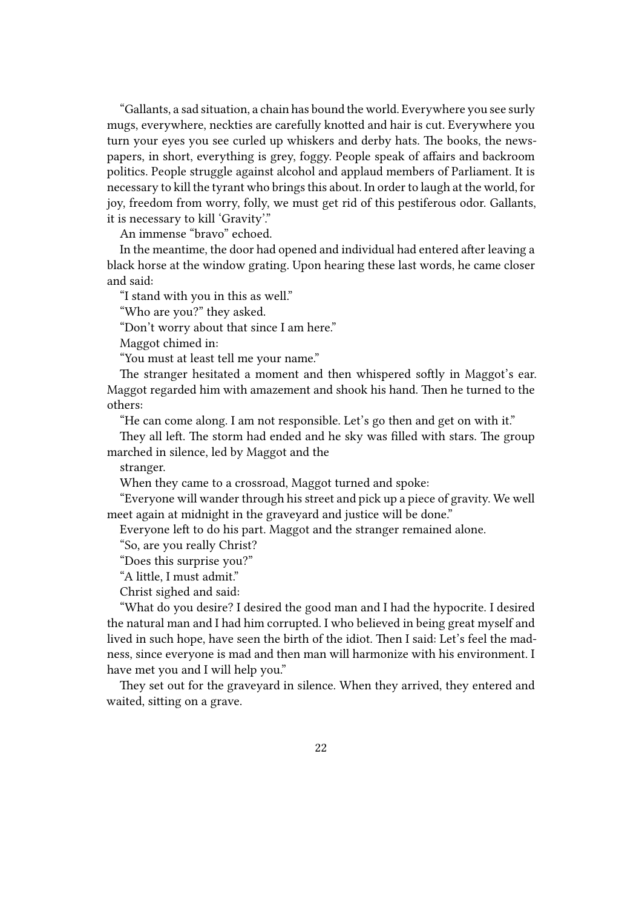"Gallants, a sad situation, a chain has bound the world. Everywhere you see surly mugs, everywhere, neckties are carefully knotted and hair is cut. Everywhere you turn your eyes you see curled up whiskers and derby hats. The books, the newspapers, in short, everything is grey, foggy. People speak of affairs and backroom politics. People struggle against alcohol and applaud members of Parliament. It is necessary to kill the tyrant who brings this about. In order to laugh at the world, for joy, freedom from worry, folly, we must get rid of this pestiferous odor. Gallants, it is necessary to kill 'Gravity'."

An immense "bravo" echoed.

In the meantime, the door had opened and individual had entered after leaving a black horse at the window grating. Upon hearing these last words, he came closer and said:

"I stand with you in this as well."

"Who are you?" they asked.

"Don't worry about that since I am here."

Maggot chimed in:

"You must at least tell me your name."

The stranger hesitated a moment and then whispered softly in Maggot's ear. Maggot regarded him with amazement and shook his hand. Then he turned to the others:

"He can come along. I am not responsible. Let's go then and get on with it."

They all left. The storm had ended and he sky was filled with stars. The group marched in silence, led by Maggot and the stranger.

When they came to a crossroad, Maggot turned and spoke:

"Everyone will wander through his street and pick up a piece of gravity. We well meet again at midnight in the graveyard and justice will be done."

Everyone left to do his part. Maggot and the stranger remained alone.

"So, are you really Christ?

"Does this surprise you?"

"A little, I must admit."

Christ sighed and said:

"What do you desire? I desired the good man and I had the hypocrite. I desired the natural man and I had him corrupted. I who believed in being great myself and lived in such hope, have seen the birth of the idiot. Then I said: Let's feel the madness, since everyone is mad and then man will harmonize with his environment. I have met you and I will help you."

They set out for the graveyard in silence. When they arrived, they entered and waited, sitting on a grave.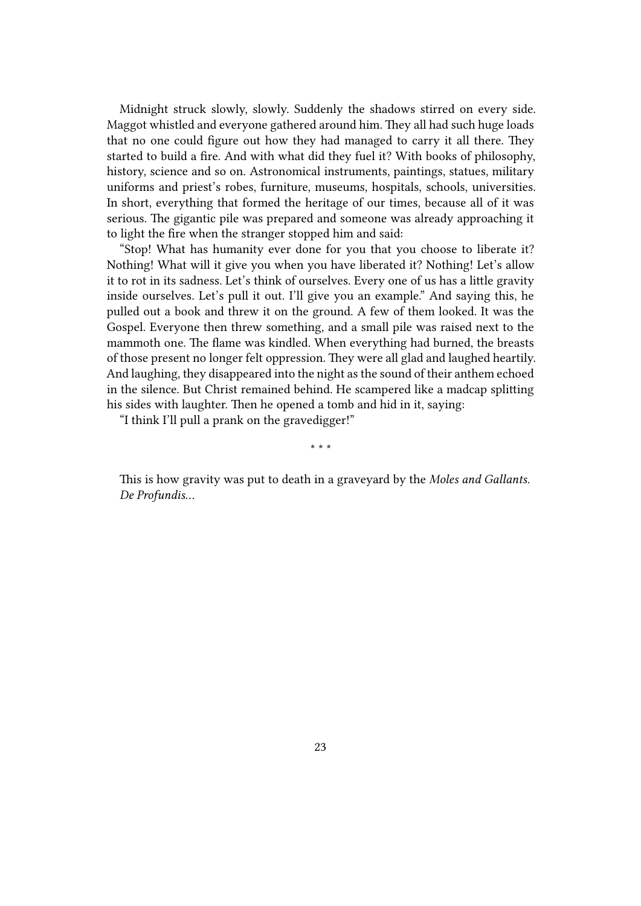Midnight struck slowly, slowly. Suddenly the shadows stirred on every side. Maggot whistled and everyone gathered around him. They all had such huge loads that no one could figure out how they had managed to carry it all there. They started to build a fire. And with what did they fuel it? With books of philosophy, history, science and so on. Astronomical instruments, paintings, statues, military uniforms and priest's robes, furniture, museums, hospitals, schools, universities. In short, everything that formed the heritage of our times, because all of it was serious. The gigantic pile was prepared and someone was already approaching it to light the fire when the stranger stopped him and said:

"Stop! What has humanity ever done for you that you choose to liberate it? Nothing! What will it give you when you have liberated it? Nothing! Let's allow it to rot in its sadness. Let's think of ourselves. Every one of us has a little gravity inside ourselves. Let's pull it out. I'll give you an example." And saying this, he pulled out a book and threw it on the ground. A few of them looked. It was the Gospel. Everyone then threw something, and a small pile was raised next to the mammoth one. The flame was kindled. When everything had burned, the breasts of those present no longer felt oppression. They were all glad and laughed heartily. And laughing, they disappeared into the night as the sound of their anthem echoed in the silence. But Christ remained behind. He scampered like a madcap splitting his sides with laughter. Then he opened a tomb and hid in it, saying:

"I think I'll pull a prank on the gravedigger!"

* * *

This is how gravity was put to death in a graveyard by the *Moles and Gallants. De Profundis…*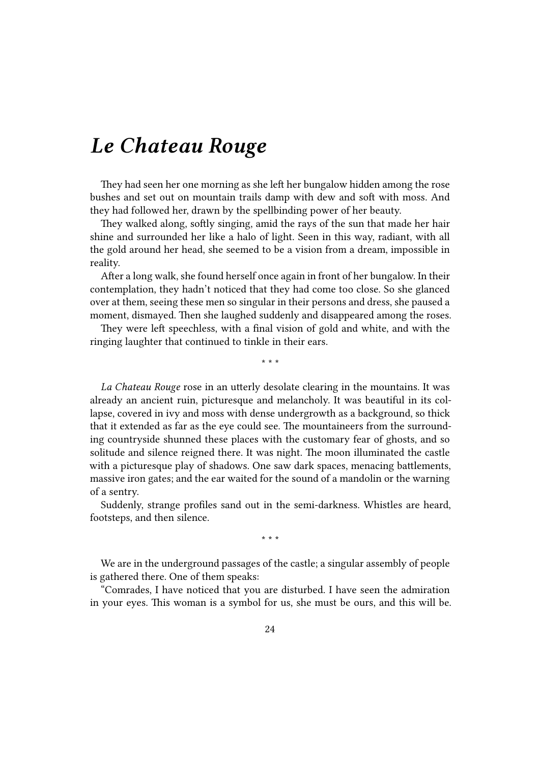# *Le Chateau Rouge*

They had seen her one morning as she left her bungalow hidden among the rose bushes and set out on mountain trails damp with dew and soft with moss. And they had followed her, drawn by the spellbinding power of her beauty.

They walked along, softly singing, amid the rays of the sun that made her hair shine and surrounded her like a halo of light. Seen in this way, radiant, with all the gold around her head, she seemed to be a vision from a dream, impossible in reality.

After a long walk, she found herself once again in front of her bungalow. In their contemplation, they hadn't noticed that they had come too close. So she glanced over at them, seeing these men so singular in their persons and dress, she paused a moment, dismayed. Then she laughed suddenly and disappeared among the roses.

They were left speechless, with a final vision of gold and white, and with the ringing laughter that continued to tinkle in their ears.

\* \* \*

*La Chateau Rouge* rose in an utterly desolate clearing in the mountains. It was already an ancient ruin, picturesque and melancholy. It was beautiful in its collapse, covered in ivy and moss with dense undergrowth as a background, so thick that it extended as far as the eye could see. The mountaineers from the surrounding countryside shunned these places with the customary fear of ghosts, and so solitude and silence reigned there. It was night. The moon illuminated the castle with a picturesque play of shadows. One saw dark spaces, menacing battlements, massive iron gates; and the ear waited for the sound of a mandolin or the warning of a sentry.

Suddenly, strange profiles sand out in the semi-darkness. Whistles are heard, footsteps, and then silence.

\* \* \*

We are in the underground passages of the castle; a singular assembly of people is gathered there. One of them speaks:

"Comrades, I have noticed that you are disturbed. I have seen the admiration in your eyes. This woman is a symbol for us, she must be ours, and this will be.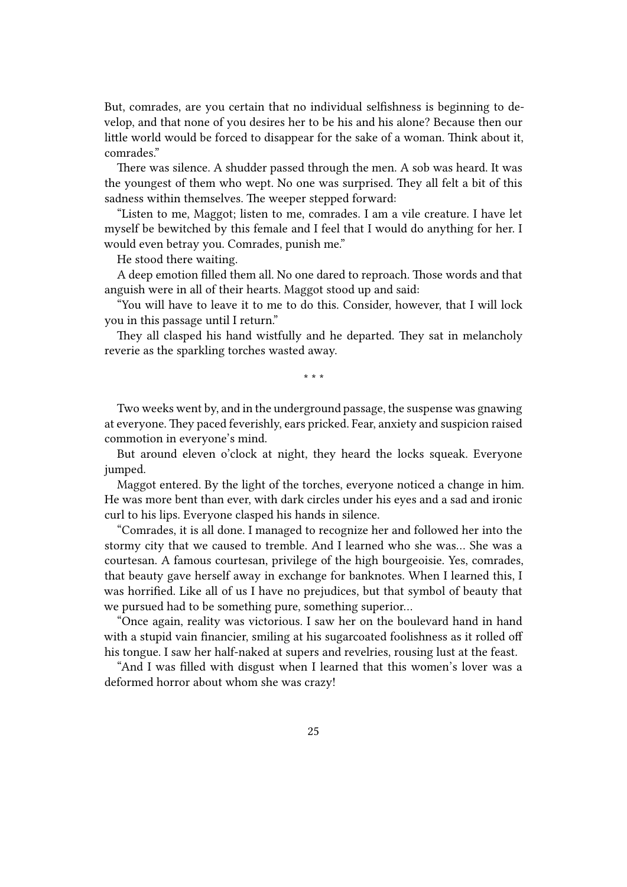But, comrades, are you certain that no individual selfishness is beginning to develop, and that none of you desires her to be his and his alone? Because then our little world would be forced to disappear for the sake of a woman. Think about it, comrades."

There was silence. A shudder passed through the men. A sob was heard. It was the youngest of them who wept. No one was surprised. They all felt a bit of this sadness within themselves. The weeper stepped forward:

"Listen to me, Maggot; listen to me, comrades. I am a vile creature. I have let myself be bewitched by this female and I feel that I would do anything for her. I would even betray you. Comrades, punish me."

He stood there waiting.

A deep emotion filled them all. No one dared to reproach. Those words and that anguish were in all of their hearts. Maggot stood up and said:

"You will have to leave it to me to do this. Consider, however, that I will lock you in this passage until I return."

They all clasped his hand wistfully and he departed. They sat in melancholy reverie as the sparkling torches wasted away.

\* \* \*

Two weeks went by, and in the underground passage, the suspense was gnawing at everyone. They paced feverishly, ears pricked. Fear, anxiety and suspicion raised commotion in everyone's mind.

But around eleven o'clock at night, they heard the locks squeak. Everyone jumped.

Maggot entered. By the light of the torches, everyone noticed a change in him. He was more bent than ever, with dark circles under his eyes and a sad and ironic curl to his lips. Everyone clasped his hands in silence.

"Comrades, it is all done. I managed to recognize her and followed her into the stormy city that we caused to tremble. And I learned who she was… She was a courtesan. A famous courtesan, privilege of the high bourgeoisie. Yes, comrades, that beauty gave herself away in exchange for banknotes. When I learned this, I was horrified. Like all of us I have no prejudices, but that symbol of beauty that we pursued had to be something pure, something superior…

"Once again, reality was victorious. I saw her on the boulevard hand in hand with a stupid vain financier, smiling at his sugarcoated foolishness as it rolled off his tongue. I saw her half-naked at supers and revelries, rousing lust at the feast.

"And I was filled with disgust when I learned that this women's lover was a deformed horror about whom she was crazy!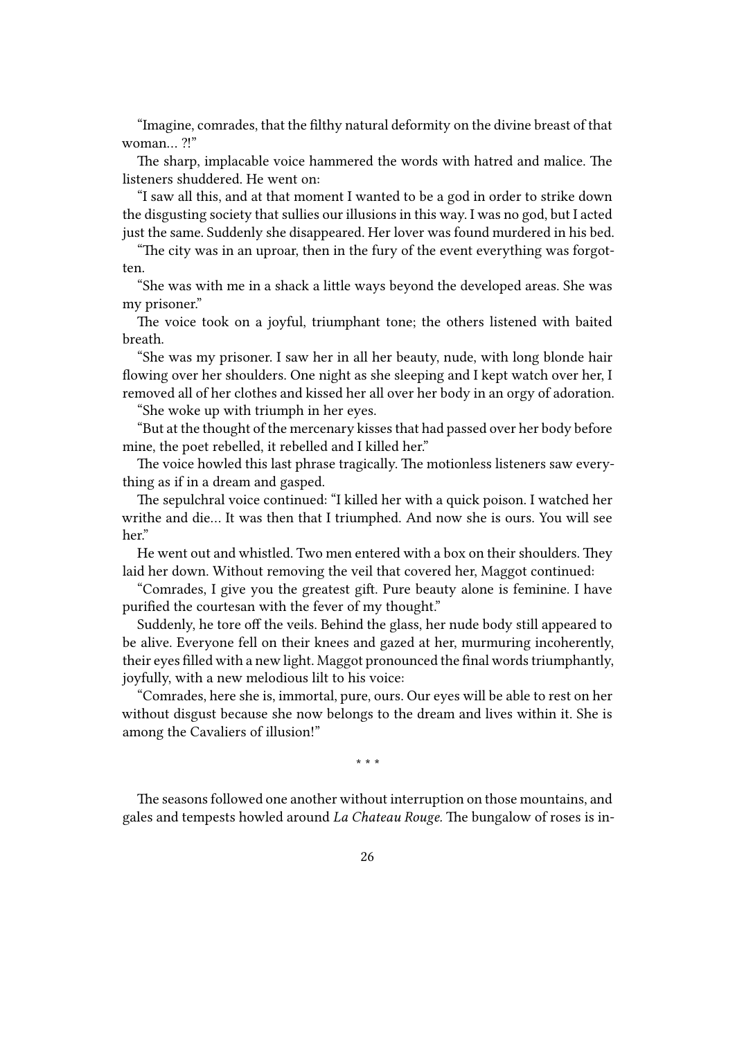"Imagine, comrades, that the filthy natural deformity on the divine breast of that woman… ?!"

The sharp, implacable voice hammered the words with hatred and malice. The listeners shuddered. He went on:

"I saw all this, and at that moment I wanted to be a god in order to strike down the disgusting society that sullies our illusions in this way. I was no god, but I acted just the same. Suddenly she disappeared. Her lover was found murdered in his bed.

"The city was in an uproar, then in the fury of the event everything was forgotten.

"She was with me in a shack a little ways beyond the developed areas. She was my prisoner."

The voice took on a joyful, triumphant tone; the others listened with baited breath.

"She was my prisoner. I saw her in all her beauty, nude, with long blonde hair flowing over her shoulders. One night as she sleeping and I kept watch over her, I removed all of her clothes and kissed her all over her body in an orgy of adoration.

"She woke up with triumph in her eyes.

"But at the thought of the mercenary kisses that had passed over her body before mine, the poet rebelled, it rebelled and I killed her."

The voice howled this last phrase tragically. The motionless listeners saw everything as if in a dream and gasped.

The sepulchral voice continued: "I killed her with a quick poison. I watched her writhe and die… It was then that I triumphed. And now she is ours. You will see her."

He went out and whistled. Two men entered with a box on their shoulders. They laid her down. Without removing the veil that covered her, Maggot continued:

"Comrades, I give you the greatest gift. Pure beauty alone is feminine. I have purified the courtesan with the fever of my thought."

Suddenly, he tore off the veils. Behind the glass, her nude body still appeared to be alive. Everyone fell on their knees and gazed at her, murmuring incoherently, their eyes filled with a new light. Maggot pronounced the final words triumphantly, joyfully, with a new melodious lilt to his voice:

"Comrades, here she is, immortal, pure, ours. Our eyes will be able to rest on her without disgust because she now belongs to the dream and lives within it. She is among the Cavaliers of illusion!"

\* \* \*

The seasons followed one another without interruption on those mountains, and gales and tempests howled around *La Chateau Rouge.* The bungalow of roses is in-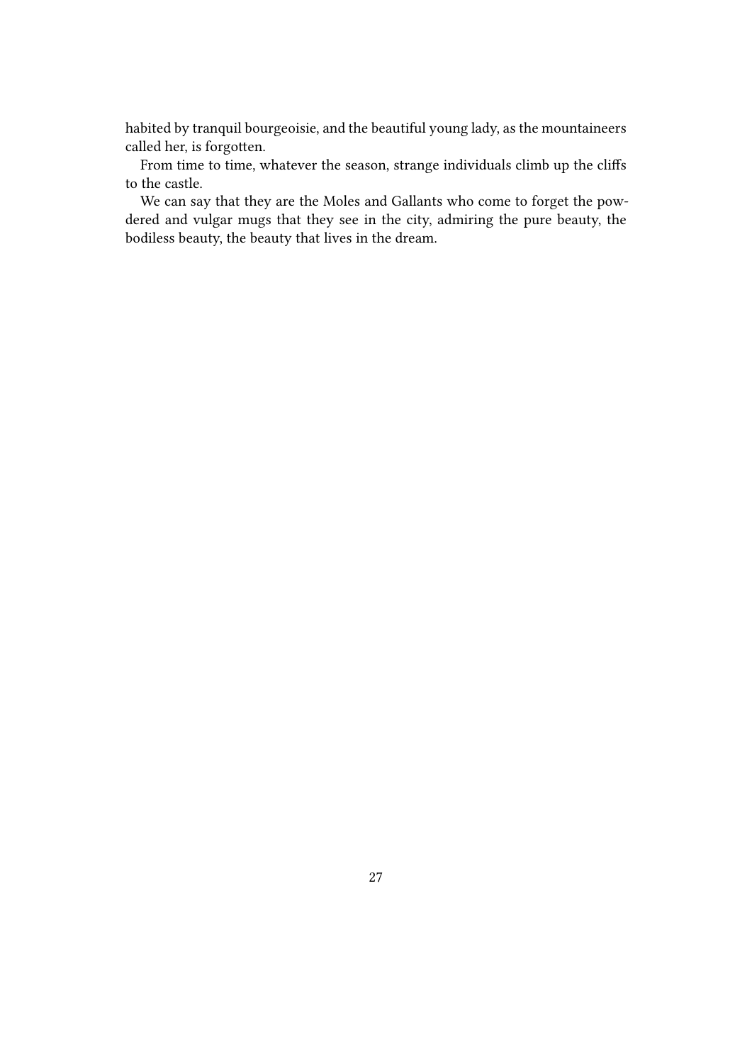habited by tranquil bourgeoisie, and the beautiful young lady, as the mountaineers called her, is forgotten.

From time to time, whatever the season, strange individuals climb up the cliffs to the castle.

We can say that they are the Moles and Gallants who come to forget the powdered and vulgar mugs that they see in the city, admiring the pure beauty, the bodiless beauty, the beauty that lives in the dream.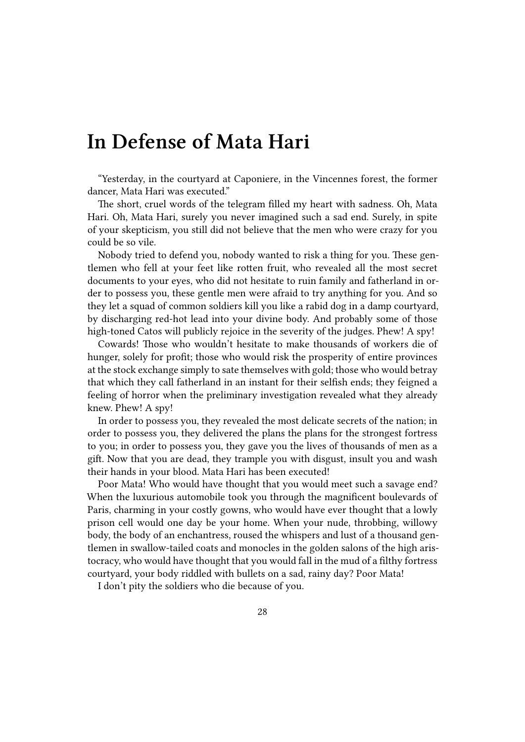# In Defense of Mata Hari

"Yesterday, in the courtyard at Caponiere, in the Vincennes forest, the former dancer, Mata Hari was executed."

The short, cruel words of the telegram filled my heart with sadness. Oh, Mata Hari. Oh, Mata Hari, surely you never imagined such a sad end. Surely, in spite of your skepticism, you still did not believe that the men who were crazy for you could be so vile.

Nobody tried to defend you, nobody wanted to risk a thing for you. These gentlemen who fell at your feet like rotten fruit, who revealed all the most secret documents to your eyes, who did not hesitate to ruin family and fatherland in order to possess you, these gentle men were afraid to try anything for you. And so they let a squad of common soldiers kill you like a rabid dog in a damp courtyard, by discharging red-hot lead into your divine body. And probably some of those high-toned Catos will publicly rejoice in the severity of the judges. Phew! A spy!

Cowards! Those who wouldn't hesitate to make thousands of workers die of hunger, solely for profit; those who would risk the prosperity of entire provinces at the stock exchange simply to sate themselves with gold; those who would betray that which they call fatherland in an instant for their selfish ends; they feigned a feeling of horror when the preliminary investigation revealed what they already knew. Phew! A spy!

In order to possess you, they revealed the most delicate secrets of the nation; in order to possess you, they delivered the plans the plans for the strongest fortress to you; in order to possess you, they gave you the lives of thousands of men as a gift. Now that you are dead, they trample you with disgust, insult you and wash their hands in your blood. Mata Hari has been executed!

Poor Mata! Who would have thought that you would meet such a savage end? When the luxurious automobile took you through the magnificent boulevards of Paris, charming in your costly gowns, who would have ever thought that a lowly prison cell would one day be your home. When your nude, throbbing, willowy body, the body of an enchantress, roused the whispers and lust of a thousand gentlemen in swallow-tailed coats and monocles in the golden salons of the high aristocracy, who would have thought that you would fall in the mud of a filthy fortress courtyard, your body riddled with bullets on a sad, rainy day? Poor Mata!

I don't pity the soldiers who die because of you.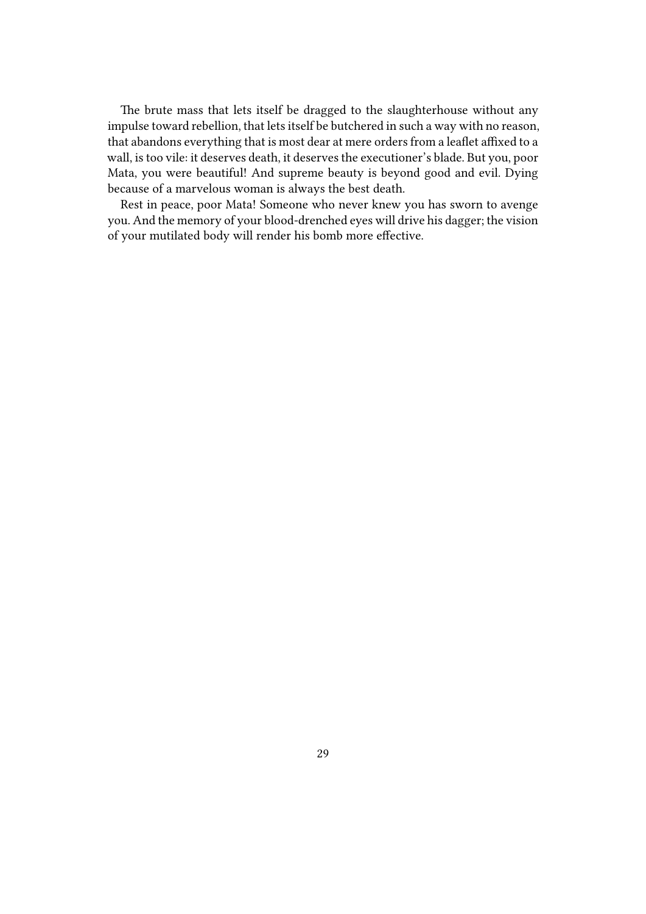The brute mass that lets itself be dragged to the slaughterhouse without any impulse toward rebellion, that lets itself be butchered in such a way with no reason, that abandons everything that is most dear at mere orders from a leaflet affixed to a wall, is too vile: it deserves death, it deserves the executioner's blade. But you, poor Mata, you were beautiful! And supreme beauty is beyond good and evil. Dying because of a marvelous woman is always the best death.

Rest in peace, poor Mata! Someone who never knew you has sworn to avenge you. And the memory of your blood-drenched eyes will drive his dagger; the vision of your mutilated body will render his bomb more effective.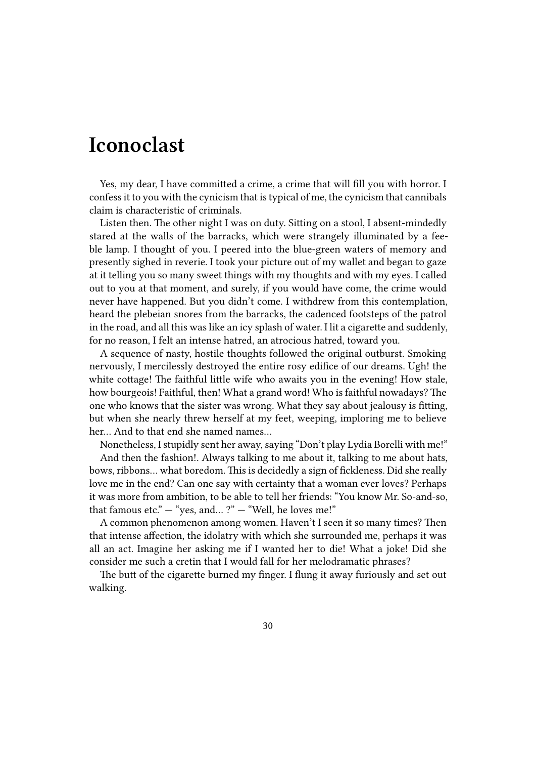# Iconoclast

Yes, my dear, I have committed a crime, a crime that will fill you with horror. I confess it to you with the cynicism that is typical of me, the cynicism that cannibals claim is characteristic of criminals.

Listen then. The other night I was on duty. Sitting on a stool, I absent-mindedly stared at the walls of the barracks, which were strangely illuminated by a feeble lamp. I thought of you. I peered into the blue-green waters of memory and presently sighed in reverie. I took your picture out of my wallet and began to gaze at it telling you so many sweet things with my thoughts and with my eyes. I called out to you at that moment, and surely, if you would have come, the crime would never have happened. But you didn't come. I withdrew from this contemplation, heard the plebeian snores from the barracks, the cadenced footsteps of the patrol in the road, and all this was like an icy splash of water. I lit a cigarette and suddenly, for no reason, I felt an intense hatred, an atrocious hatred, toward you.

A sequence of nasty, hostile thoughts followed the original outburst. Smoking nervously, I mercilessly destroyed the entire rosy edifice of our dreams. Ugh! the white cottage! The faithful little wife who awaits you in the evening! How stale, how bourgeois! Faithful, then! What a grand word! Who is faithful nowadays? The one who knows that the sister was wrong. What they say about jealousy is fitting, but when she nearly threw herself at my feet, weeping, imploring me to believe her… And to that end she named names…

Nonetheless, I stupidly sent her away, saying "Don't play Lydia Borelli with me!"

And then the fashion!. Always talking to me about it, talking to me about hats, bows, ribbons… what boredom. This is decidedly a sign of fickleness. Did she really love me in the end? Can one say with certainty that a woman ever loves? Perhaps it was more from ambition, to be able to tell her friends: "You know Mr. So-and-so, that famous etc." — "yes, and… ?" — "Well, he loves me!"

A common phenomenon among women. Haven't I seen it so many times? Then that intense affection, the idolatry with which she surrounded me, perhaps it was all an act. Imagine her asking me if I wanted her to die! What a joke! Did she consider me such a cretin that I would fall for her melodramatic phrases?

The butt of the cigarette burned my finger. I flung it away furiously and set out walking.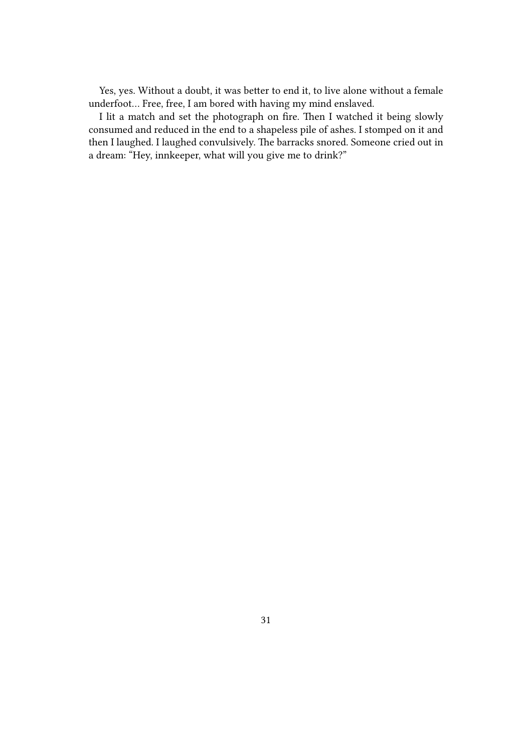Yes, yes. Without a doubt, it was better to end it, to live alone without a female underfoot… Free, free, I am bored with having my mind enslaved.

I lit a match and set the photograph on fire. Then I watched it being slowly consumed and reduced in the end to a shapeless pile of ashes. I stomped on it and then I laughed. I laughed convulsively. The barracks snored. Someone cried out in a dream: "Hey, innkeeper, what will you give me to drink?"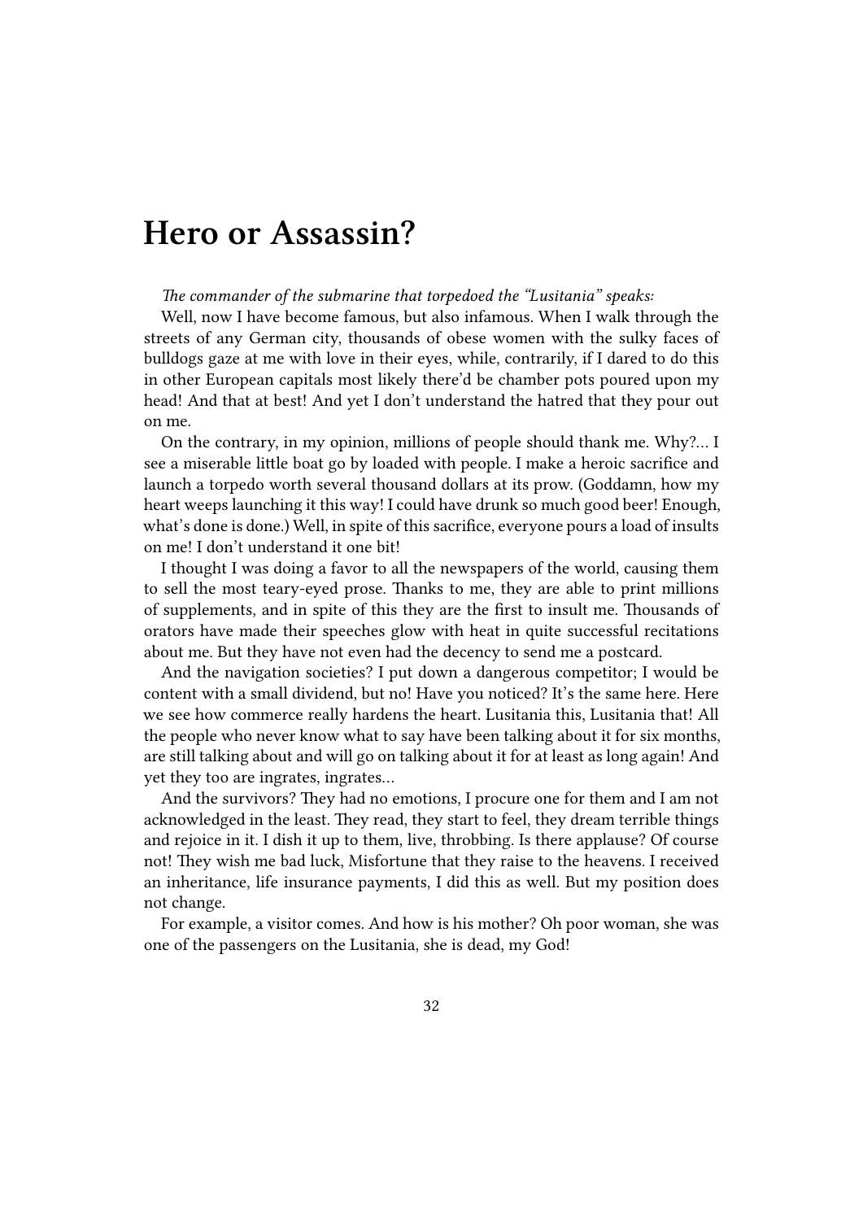# Hero or Assassin?

*The commander of the submarine that torpedoed the "Lusitania" speaks:*

Well, now I have become famous, but also infamous. When I walk through the streets of any German city, thousands of obese women with the sulky faces of bulldogs gaze at me with love in their eyes, while, contrarily, if I dared to do this in other European capitals most likely there'd be chamber pots poured upon my head! And that at best! And yet I don't understand the hatred that they pour out on me.

On the contrary, in my opinion, millions of people should thank me. Why?… I see a miserable little boat go by loaded with people. I make a heroic sacrifice and launch a torpedo worth several thousand dollars at its prow. (Goddamn, how my heart weeps launching it this way! I could have drunk so much good beer! Enough, what's done is done.) Well, in spite of this sacrifice, everyone pours a load of insults on me! I don't understand it one bit!

I thought I was doing a favor to all the newspapers of the world, causing them to sell the most teary-eyed prose. Thanks to me, they are able to print millions of supplements, and in spite of this they are the first to insult me. Thousands of orators have made their speeches glow with heat in quite successful recitations about me. But they have not even had the decency to send me a postcard.

And the navigation societies? I put down a dangerous competitor; I would be content with a small dividend, but no! Have you noticed? It's the same here. Here we see how commerce really hardens the heart. Lusitania this, Lusitania that! All the people who never know what to say have been talking about it for six months, are still talking about and will go on talking about it for at least as long again! And yet they too are ingrates, ingrates…

And the survivors? They had no emotions, I procure one for them and I am not acknowledged in the least. They read, they start to feel, they dream terrible things and rejoice in it. I dish it up to them, live, throbbing. Is there applause? Of course not! They wish me bad luck, Misfortune that they raise to the heavens. I received an inheritance, life insurance payments, I did this as well. But my position does not change.

For example, a visitor comes. And how is his mother? Oh poor woman, she was one of the passengers on the Lusitania, she is dead, my God!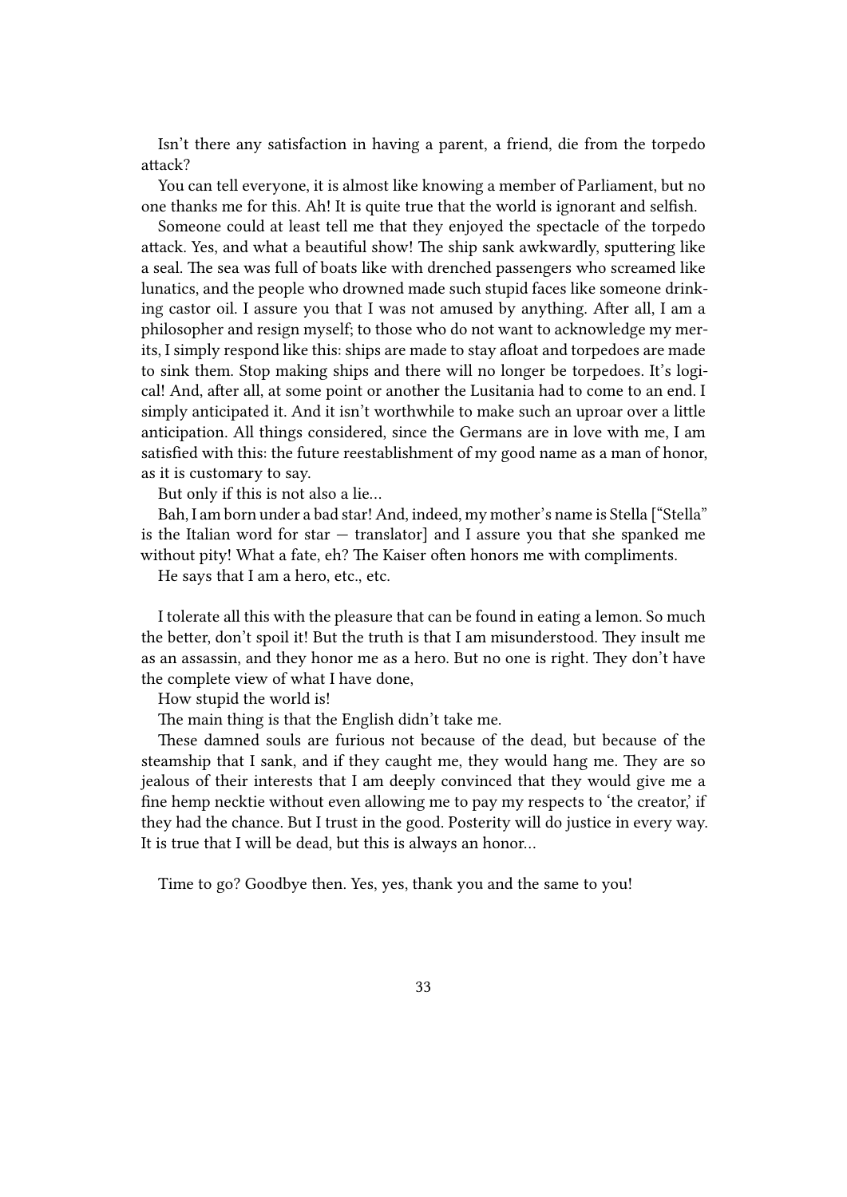Isn't there any satisfaction in having a parent, a friend, die from the torpedo attack?

You can tell everyone, it is almost like knowing a member of Parliament, but no one thanks me for this. Ah! It is quite true that the world is ignorant and selfish.

Someone could at least tell me that they enjoyed the spectacle of the torpedo attack. Yes, and what a beautiful show! The ship sank awkwardly, sputtering like a seal. The sea was full of boats like with drenched passengers who screamed like lunatics, and the people who drowned made such stupid faces like someone drinking castor oil. I assure you that I was not amused by anything. After all, I am a philosopher and resign myself; to those who do not want to acknowledge my merits, I simply respond like this: ships are made to stay afloat and torpedoes are made to sink them. Stop making ships and there will no longer be torpedoes. It's logical! And, after all, at some point or another the Lusitania had to come to an end. I simply anticipated it. And it isn't worthwhile to make such an uproar over a little anticipation. All things considered, since the Germans are in love with me, I am satisfied with this: the future reestablishment of my good name as a man of honor, as it is customary to say.

But only if this is not also a lie…

Bah, I am born under a bad star! And, indeed, my mother's name is Stella ["Stella" is the Italian word for star — translator] and I assure you that she spanked me without pity! What a fate, eh? The Kaiser often honors me with compliments.

He says that I am a hero, etc., etc.

I tolerate all this with the pleasure that can be found in eating a lemon. So much the better, don't spoil it! But the truth is that I am misunderstood. They insult me as an assassin, and they honor me as a hero. But no one is right. They don't have the complete view of what I have done,

How stupid the world is!

The main thing is that the English didn't take me.

These damned souls are furious not because of the dead, but because of the steamship that I sank, and if they caught me, they would hang me. They are so jealous of their interests that I am deeply convinced that they would give me a fine hemp necktie without even allowing me to pay my respects to 'the creator,' if they had the chance. But I trust in the good. Posterity will do justice in every way. It is true that I will be dead, but this is always an honor…

Time to go? Goodbye then. Yes, yes, thank you and the same to you!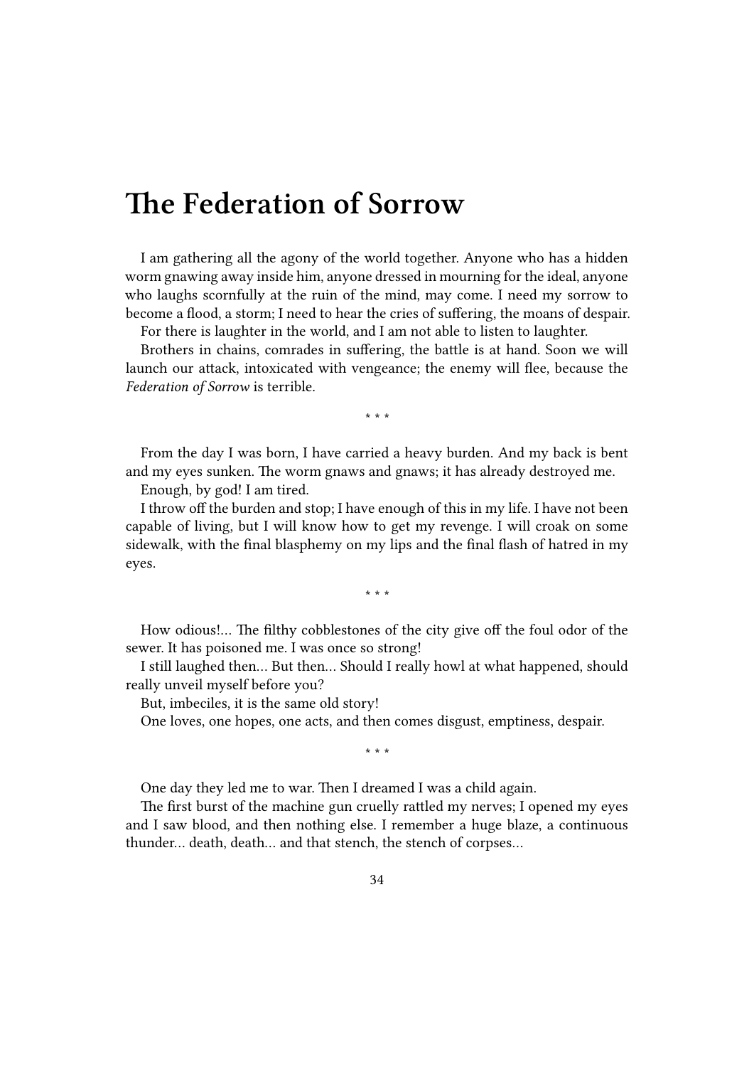# The Federation of Sorrow

I am gathering all the agony of the world together. Anyone who has a hidden worm gnawing away inside him, anyone dressed in mourning for the ideal, anyone who laughs scornfully at the ruin of the mind, may come. I need my sorrow to become a flood, a storm; I need to hear the cries of suffering, the moans of despair.

For there is laughter in the world, and I am not able to listen to laughter.

Brothers in chains, comrades in suffering, the battle is at hand. Soon we will launch our attack, intoxicated with vengeance; the enemy will flee, because the *Federation of Sorrow* is terrible.

\* \* \*

From the day I was born, I have carried a heavy burden. And my back is bent and my eyes sunken. The worm gnaws and gnaws; it has already destroyed me.

Enough, by god! I am tired.

I throw off the burden and stop; I have enough of this in my life. I have not been capable of living, but I will know how to get my revenge. I will croak on some sidewalk, with the final blasphemy on my lips and the final flash of hatred in my eyes.

\* \* \*

How odious!… The filthy cobblestones of the city give off the foul odor of the sewer. It has poisoned me. I was once so strong!

I still laughed then… But then… Should I really howl at what happened, should really unveil myself before you?

But, imbeciles, it is the same old story!

One loves, one hopes, one acts, and then comes disgust, emptiness, despair.

\* \* \*

One day they led me to war. Then I dreamed I was a child again.

The first burst of the machine gun cruelly rattled my nerves; I opened my eyes and I saw blood, and then nothing else. I remember a huge blaze, a continuous thunder… death, death… and that stench, the stench of corpses…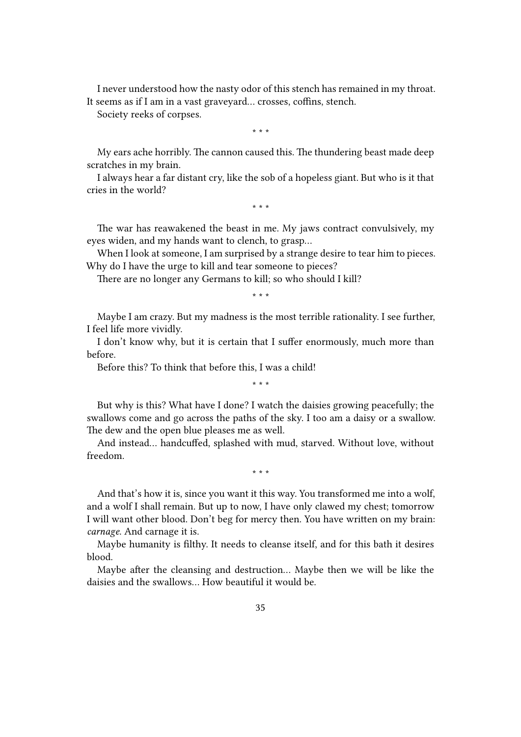I never understood how the nasty odor of this stench has remained in my throat. It seems as if I am in a vast graveyard… crosses, coffins, stench.

Society reeks of corpses.

\* \* \*

My ears ache horribly. The cannon caused this. The thundering beast made deep scratches in my brain.

I always hear a far distant cry, like the sob of a hopeless giant. But who is it that cries in the world?

\* \* \*

The war has reawakened the beast in me. My jaws contract convulsively, my eyes widen, and my hands want to clench, to grasp…

When I look at someone, I am surprised by a strange desire to tear him to pieces. Why do I have the urge to kill and tear someone to pieces?

There are no longer any Germans to kill; so who should I kill?

\* \* \*

Maybe I am crazy. But my madness is the most terrible rationality. I see further, I feel life more vividly.

I don't know why, but it is certain that I suffer enormously, much more than before.

Before this? To think that before this, I was a child!

\* \* \*

But why is this? What have I done? I watch the daisies growing peacefully; the swallows come and go across the paths of the sky. I too am a daisy or a swallow. The dew and the open blue pleases me as well.

And instead… handcuffed, splashed with mud, starved. Without love, without freedom.

\* \* \*

And that's how it is, since you want it this way. You transformed me into a wolf, and a wolf I shall remain. But up to now, I have only clawed my chest; tomorrow I will want other blood. Don't beg for mercy then. You have written on my brain: *carnage*. And carnage it is.

Maybe humanity is filthy. It needs to cleanse itself, and for this bath it desires blood.

Maybe after the cleansing and destruction… Maybe then we will be like the daisies and the swallows… How beautiful it would be.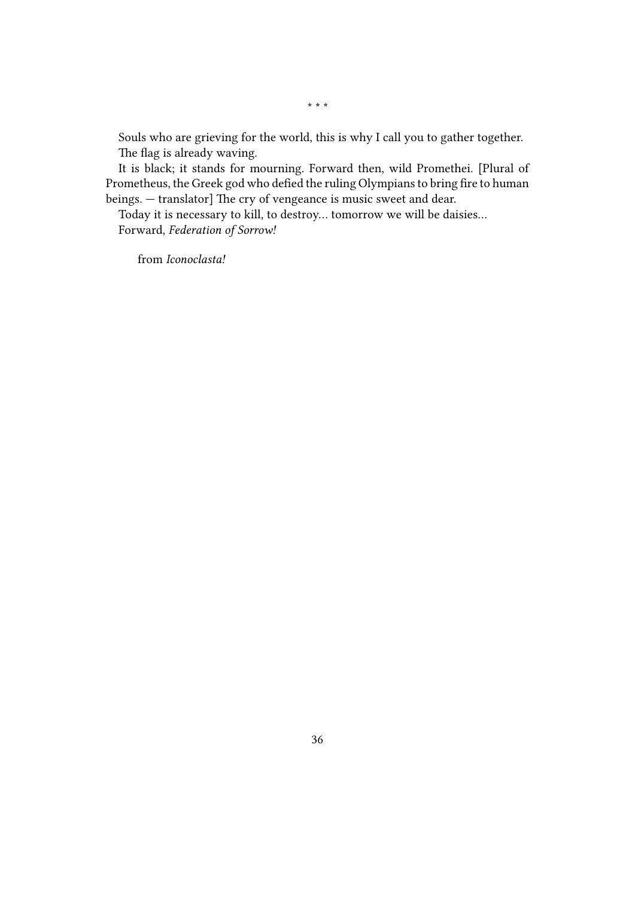\* \* \*

Souls who are grieving for the world, this is why I call you to gather together.

The flag is already waving.

It is black; it stands for mourning. Forward then, wild Promethei. [Plural of Prometheus, the Greek god who defied the ruling Olympians to bring fire to human beings. — translator] The cry of vengeance is music sweet and dear.

Today it is necessary to kill, to destroy… tomorrow we will be daisies…

Forward, *Federation of Sorrow!*

from *Iconoclasta!*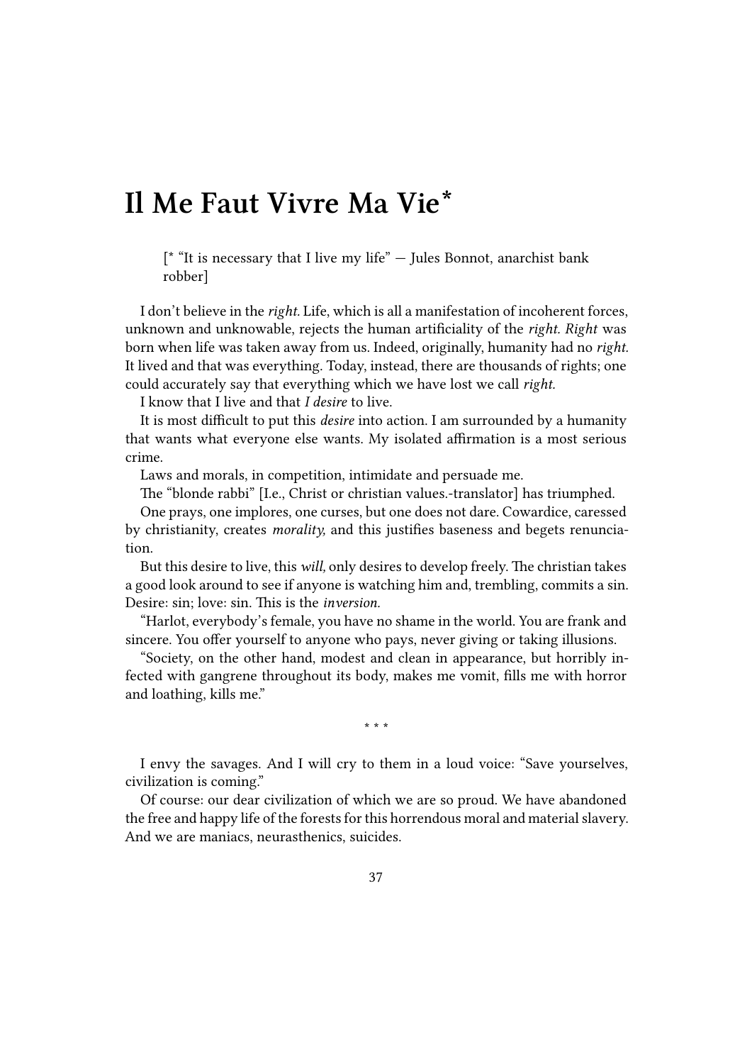# Il Me Faut Vivre Ma Vie*

[* "It is necessary that I live my life" — Jules Bonnot, anarchist bank robber]

I don't believe in the *right.* Life, which is all a manifestation of incoherent forces, unknown and unknowable, rejects the human artificiality of the *right. Right* was born when life was taken away from us. Indeed, originally, humanity had no *right.* It lived and that was everything. Today, instead, there are thousands of rights; one could accurately say that everything which we have lost we call *right.*

I know that I live and that *I desire* to live.

It is most difficult to put this *desire* into action. I am surrounded by a humanity that wants what everyone else wants. My isolated affirmation is a most serious crime.

Laws and morals, in competition, intimidate and persuade me.

The "blonde rabbi" [I.e., Christ or christian values.-translator] has triumphed.

One prays, one implores, one curses, but one does not dare. Cowardice, caressed by christianity, creates *morality,* and this justifies baseness and begets renunciation.

But this desire to live, this *will,* only desires to develop freely. The christian takes a good look around to see if anyone is watching him and, trembling, commits a sin. Desire: sin; love: sin. This is the *inversion.*

"Harlot, everybody's female, you have no shame in the world. You are frank and sincere. You offer yourself to anyone who pays, never giving or taking illusions.

"Society, on the other hand, modest and clean in appearance, but horribly infected with gangrene throughout its body, makes me vomit, fills me with horror and loathing, kills me."

\* \* \*

I envy the savages. And I will cry to them in a loud voice: "Save yourselves, civilization is coming."

Of course: our dear civilization of which we are so proud. We have abandoned the free and happy life of the forests for this horrendous moral and material slavery. And we are maniacs, neurasthenics, suicides.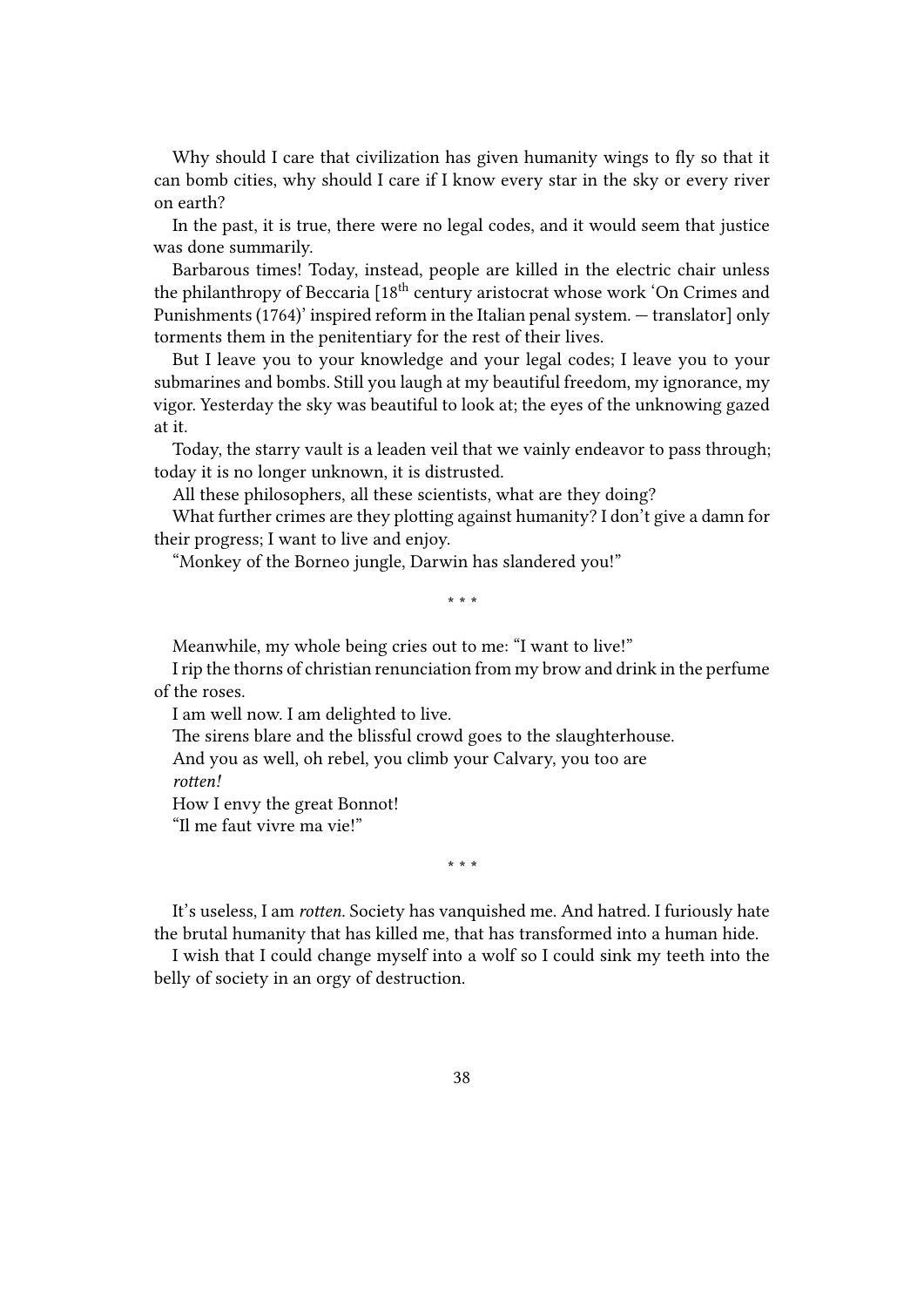Why should I care that civilization has given humanity wings to fly so that it can bomb cities, why should I care if I know every star in the sky or every river on earth?

In the past, it is true, there were no legal codes, and it would seem that justice was done summarily.

Barbarous times! Today, instead, people are killed in the electric chair unless the philanthropy of Beccaria [18th century aristocrat whose work 'On Crimes and Punishments (1764)' inspired reform in the Italian penal system. — translator] only torments them in the penitentiary for the rest of their lives.

But I leave you to your knowledge and your legal codes; I leave you to your submarines and bombs. Still you laugh at my beautiful freedom, my ignorance, my vigor. Yesterday the sky was beautiful to look at; the eyes of the unknowing gazed at it.

Today, the starry vault is a leaden veil that we vainly endeavor to pass through; today it is no longer unknown, it is distrusted.

All these philosophers, all these scientists, what are they doing?

What further crimes are they plotting against humanity? I don't give a damn for their progress; I want to live and enjoy.

"Monkey of the Borneo jungle, Darwin has slandered you!"

\* \* \*

Meanwhile, my whole being cries out to me: "I want to live!"

I rip the thorns of christian renunciation from my brow and drink in the perfume of the roses.

I am well now. I am delighted to live.

The sirens blare and the blissful crowd goes to the slaughterhouse.

And you as well, oh rebel, you climb your Calvary, you too are *rotten!*

How I envy the great Bonnot!

"Il me faut vivre ma vie!"

\* \* \*

It's useless, I am *rotten.* Society has vanquished me. And hatred. I furiously hate the brutal humanity that has killed me, that has transformed into a human hide.

I wish that I could change myself into a wolf so I could sink my teeth into the belly of society in an orgy of destruction.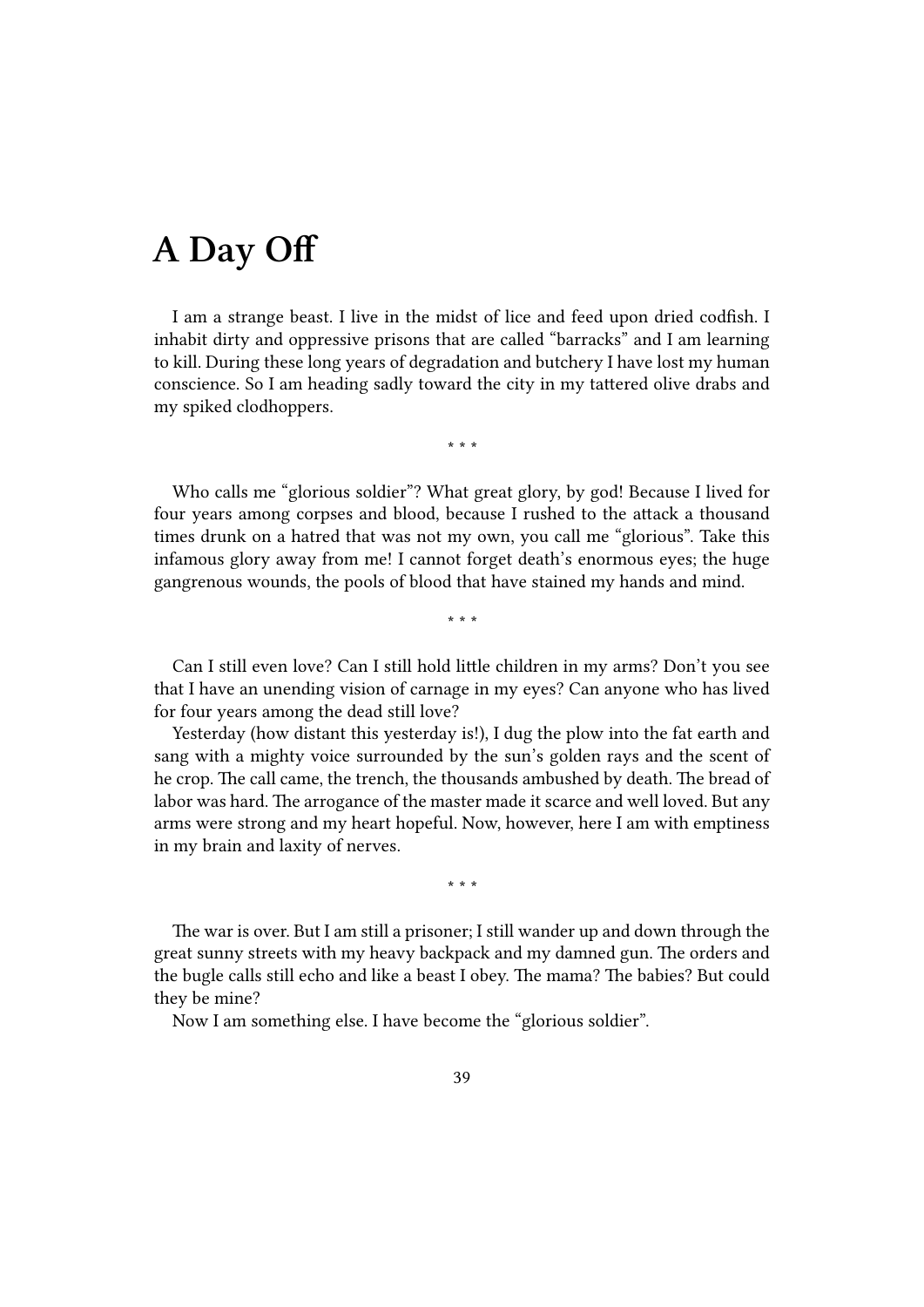# A Day Off

I am a strange beast. I live in the midst of lice and feed upon dried codfish. I inhabit dirty and oppressive prisons that are called “barracks” and I am learning to kill. During these long years of degradation and butchery I have lost my human conscience. So I am heading sadly toward the city in my tattered olive drabs and my spiked clodhoppers.

\* \* \*

Who calls me “glorious soldier”? What great glory, by god! Because I lived for four years among corpses and blood, because I rushed to the attack a thousand times drunk on a hatred that was not my own, you call me “glorious”. Take this infamous glory away from me! I cannot forget death’s enormous eyes; the huge gangrenous wounds, the pools of blood that have stained my hands and mind.

\* \* \*

Can I still even love? Can I still hold little children in my arms? Don’t you see that I have an unending vision of carnage in my eyes? Can anyone who has lived for four years among the dead still love?

Yesterday (how distant this yesterday is!), I dug the plow into the fat earth and sang with a mighty voice surrounded by the sun’s golden rays and the scent of he crop. The call came, the trench, the thousands ambushed by death. The bread of labor was hard. The arrogance of the master made it scarce and well loved. But any arms were strong and my heart hopeful. Now, however, here I am with emptiness in my brain and laxity of nerves.

\* \* \*

The war is over. But I am still a prisoner; I still wander up and down through the great sunny streets with my heavy backpack and my damned gun. The orders and the bugle calls still echo and like a beast I obey. The mama? The babies? But could they be mine?

Now I am something else. I have become the “glorious soldier”.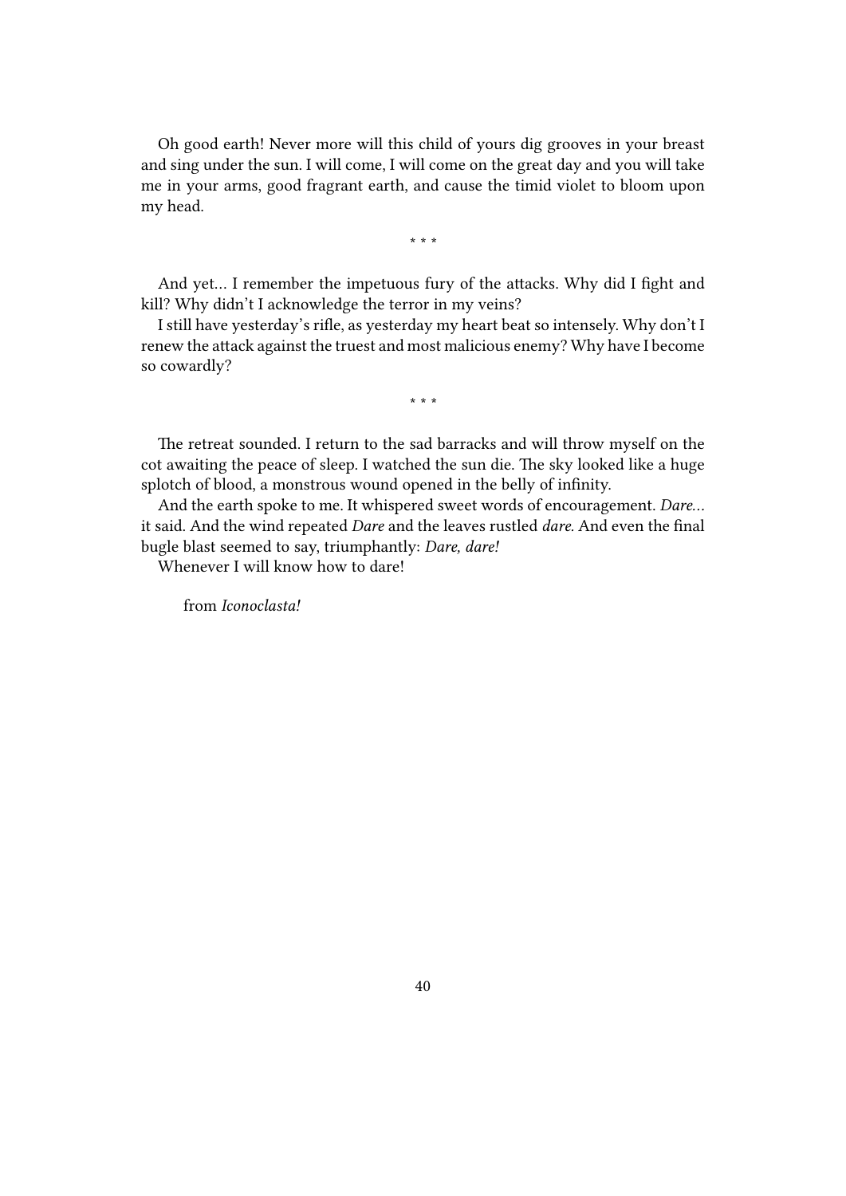Oh good earth! Never more will this child of yours dig grooves in your breast and sing under the sun. I will come, I will come on the great day and you will take me in your arms, good fragrant earth, and cause the timid violet to bloom upon my head.

* * *

And yet… I remember the impetuous fury of the attacks. Why did I fight and kill? Why didn't I acknowledge the terror in my veins?

I still have yesterday's rifle, as yesterday my heart beat so intensely. Why don't I renew the attack against the truest and most malicious enemy? Why have I become so cowardly?

* * *

The retreat sounded. I return to the sad barracks and will throw myself on the cot awaiting the peace of sleep. I watched the sun die. The sky looked like a huge splotch of blood, a monstrous wound opened in the belly of infinity.

And the earth spoke to me. It whispered sweet words of encouragement. *Dare…* it said. And the wind repeated *Dare* and the leaves rustled *dare.* And even the final bugle blast seemed to say, triumphantly: *Dare, dare!*

Whenever I will know how to dare!

from *Iconoclasta!*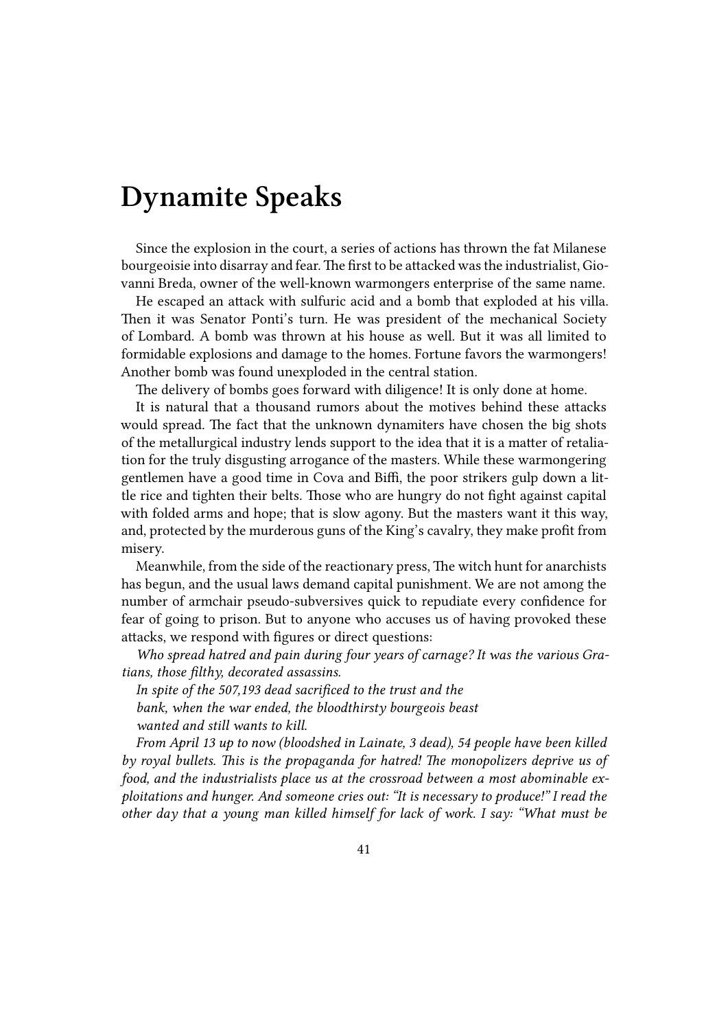# Dynamite Speaks

Since the explosion in the court, a series of actions has thrown the fat Milanese bourgeoisie into disarray and fear. The first to be attacked was the industrialist, Giovanni Breda, owner of the well-known warmongers enterprise of the same name.

He escaped an attack with sulfuric acid and a bomb that exploded at his villa. Then it was Senator Ponti's turn. He was president of the mechanical Society of Lombard. A bomb was thrown at his house as well. But it was all limited to formidable explosions and damage to the homes. Fortune favors the warmongers! Another bomb was found unexploded in the central station.

The delivery of bombs goes forward with diligence! It is only done at home.

It is natural that a thousand rumors about the motives behind these attacks would spread. The fact that the unknown dynamiters have chosen the big shots of the metallurgical industry lends support to the idea that it is a matter of retaliation for the truly disgusting arrogance of the masters. While these warmongering gentlemen have a good time in Cova and Biffi, the poor strikers gulp down a little rice and tighten their belts. Those who are hungry do not fight against capital with folded arms and hope; that is slow agony. But the masters want it this way, and, protected by the murderous guns of the King's cavalry, they make profit from misery.

Meanwhile, from the side of the reactionary press, The witch hunt for anarchists has begun, and the usual laws demand capital punishment. We are not among the number of armchair pseudo-subversives quick to repudiate every confidence for fear of going to prison. But to anyone who accuses us of having provoked these attacks, we respond with figures or direct questions:

*Who spread hatred and pain during four years of carnage? It was the various Gratians, those filthy, decorated assassins.*

*In spite of the 507,193 dead sacrificed to the trust and the bank, when the war ended, the bloodthirsty bourgeois beast wanted and still wants to kill.*

*From April 13 up to now (bloodshed in Lainate, 3 dead), 54 people have been killed by royal bullets. This is the propaganda for hatred! The monopolizers deprive us of food, and the industrialists place us at the crossroad between a most abominable exploitations and hunger. And someone cries out: "It is necessary to produce!" I read the other day that a young man killed himself for lack of work. I say: "What must be*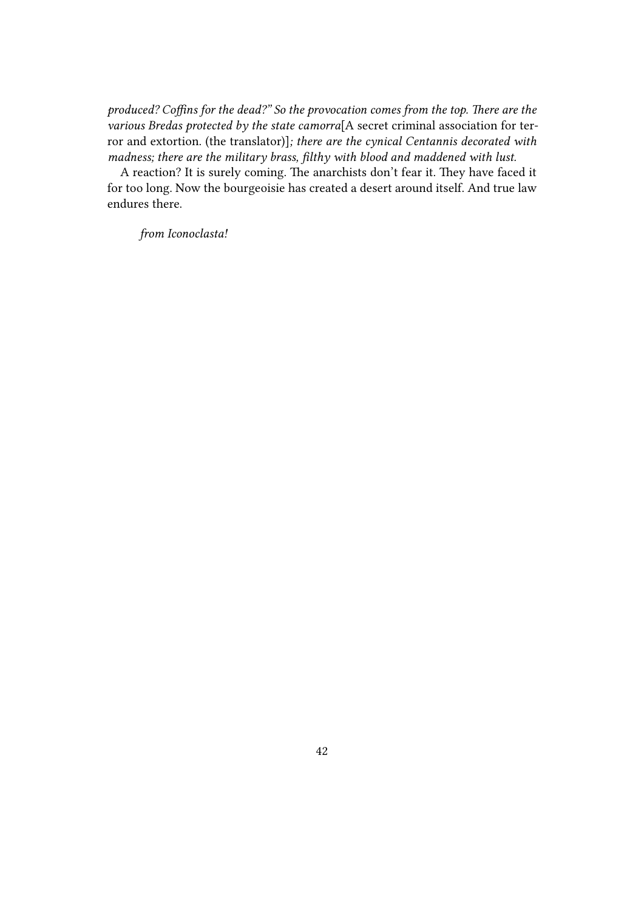*produced? Coffins for the dead?" So the provocation comes from the top. There are the various Bredas protected by the state camorra*[A secret criminal association for terror and extortion. (the translator)]*; there are the cynical Centannis decorated with madness; there are the military brass, filthy with blood and maddened with lust.*

A reaction? It is surely coming. The anarchists don't fear it. They have faced it for too long. Now the bourgeoisie has created a desert around itself. And true law endures there.

*from Iconoclasta!*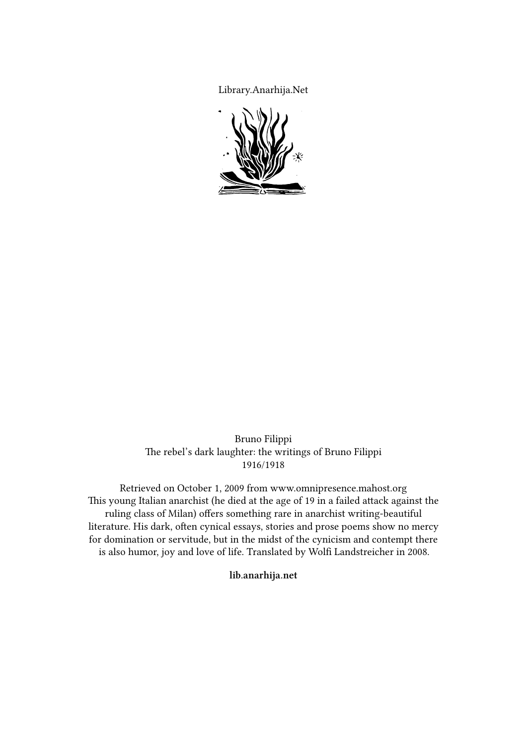Library.Anarhija.Net

Bruno Filippi
The rebel’s dark laughter: the writings of Bruno Filippi
1916/1918

Retrieved on October 1, 2009 from www.omnipresence.mahost.org
This young Italian anarchist (he died at the age of 19 in a failed attack against the ruling class of Milan) offers something rare in anarchist writing-beautiful literature. His dark, often cynical essays, stories and prose poems show no mercy for domination or servitude, but in the midst of the cynicism and contempt there is also humor, joy and love of life. Translated by Wolfi Landstreicher in 2008.

**lib.anarhija.net**